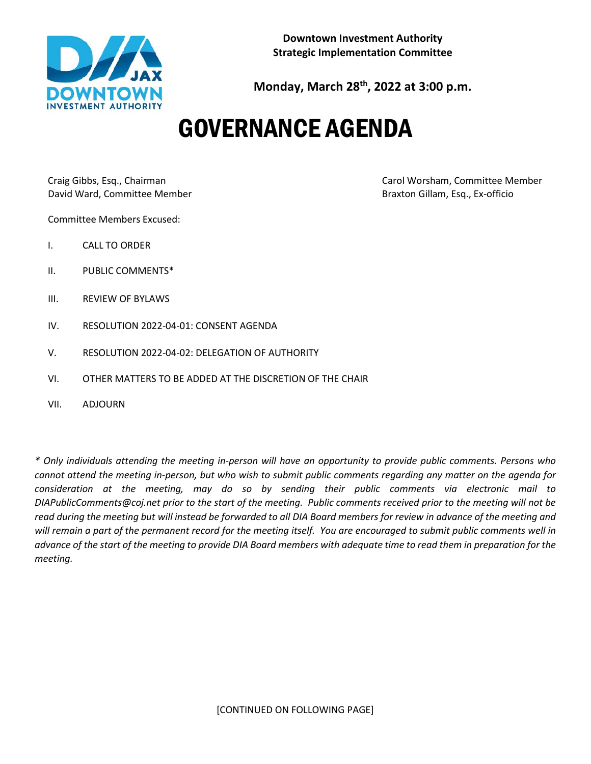**Downtown Investment Authority**
**Strategic Implementation Committee**

**Monday, March 28th, 2022 at 3:00 p.m.**

# GOVERNANCE AGENDA

Craig Gibbs, Esq., Chairman
David Ward, Committee Member
Carol Worsham, Committee Member
Braxton Gillam, Esq., Ex-officio

Committee Members Excused:

I. CALL TO ORDER

II. PUBLIC COMMENTS*

III. REVIEW OF BYLAWS

IV. RESOLUTION 2022-04-01: CONSENT AGENDA

V. RESOLUTION 2022-04-02: DELEGATION OF AUTHORITY

VI. OTHER MATTERS TO BE ADDED AT THE DISCRETION OF THE CHAIR

VII. ADJOURN

*\* Only individuals attending the meeting in-person will have an opportunity to provide public comments. Persons who cannot attend the meeting in-person, but who wish to submit public comments regarding any matter on the agenda for consideration at the meeting, may do so by sending their public comments via electronic mail to DIAPublicComments@coj.net prior to the start of the meeting. Public comments received prior to the meeting will not be read during the meeting but will instead be forwarded to all DIA Board members for review in advance of the meeting and will remain a part of the permanent record for the meeting itself. You are encouraged to submit public comments well in advance of the start of the meeting to provide DIA Board members with adequate time to read them in preparation for the meeting.*

[CONTINUED ON FOLLOWING PAGE]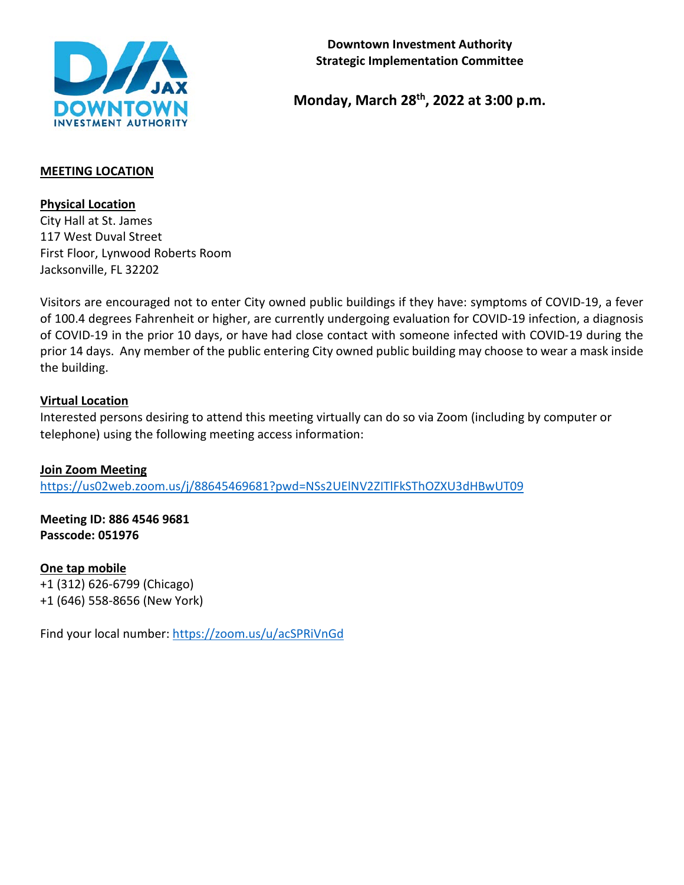**Downtown Investment Authority**
**Strategic Implementation Committee**

**Monday, March 28th, 2022 at 3:00 p.m.**

## MEETING LOCATION

### Physical Location

City Hall at St. James
117 West Duval Street
First Floor, Lynwood Roberts Room
Jacksonville, FL 32202

Visitors are encouraged not to enter City owned public buildings if they have: symptoms of COVID-19, a fever of 100.4 degrees Fahrenheit or higher, are currently undergoing evaluation for COVID-19 infection, a diagnosis of COVID-19 in the prior 10 days, or have had close contact with someone infected with COVID-19 during the prior 14 days. Any member of the public entering City owned public building may choose to wear a mask inside the building.

### Virtual Location

Interested persons desiring to attend this meeting virtually can do so via Zoom (including by computer or telephone) using the following meeting access information:

**Join Zoom Meeting**
https://us02web.zoom.us/j/88645469681?pwd=NSs2UElNV2ZITlFkSThOZXU3dHBwUT09

**Meeting ID: 886 4546 9681**
**Passcode: 051976**

**One tap mobile**
+1 (312) 626-6799 (Chicago)
+1 (646) 558-8656 (New York)

Find your local number: https://zoom.us/u/acSPRiVnGd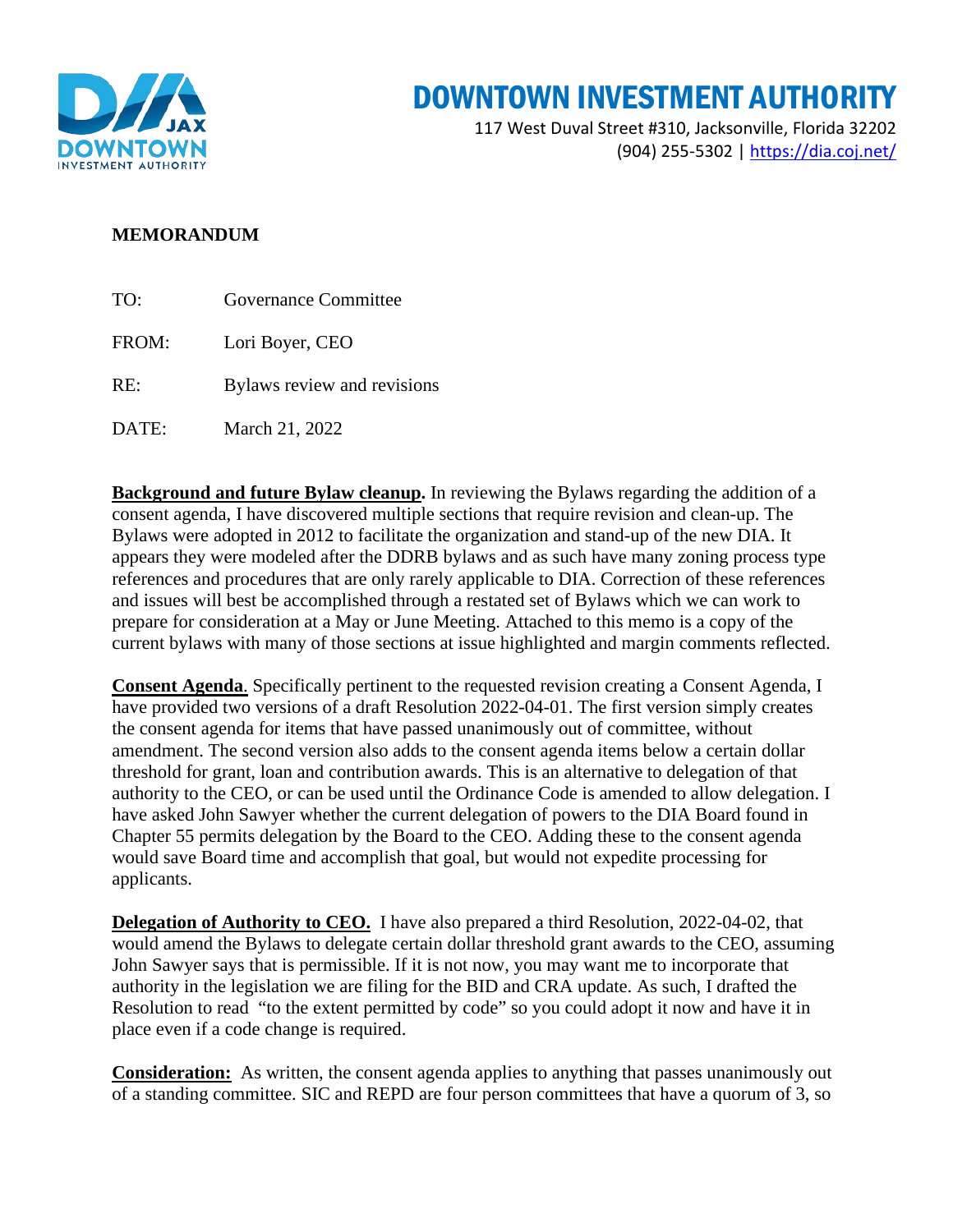# DOWNTOWN INVESTMENT AUTHORITY

117 West Duval Street #310, Jacksonville, Florida 32202
(904) 255-5302 | https://dia.coj.net/

**MEMORANDUM**

TO: Governance Committee

FROM: Lori Boyer, CEO

RE: Bylaws review and revisions

DATE: March 21, 2022

**Background and future Bylaw cleanup.** In reviewing the Bylaws regarding the addition of a consent agenda, I have discovered multiple sections that require revision and clean-up. The Bylaws were adopted in 2012 to facilitate the organization and stand-up of the new DIA. It appears they were modeled after the DDRB bylaws and as such have many zoning process type references and procedures that are only rarely applicable to DIA. Correction of these references and issues will best be accomplished through a restated set of Bylaws which we can work to prepare for consideration at a May or June Meeting. Attached to this memo is a copy of the current bylaws with many of those sections at issue highlighted and margin comments reflected.

**Consent Agenda**. Specifically pertinent to the requested revision creating a Consent Agenda, I have provided two versions of a draft Resolution 2022-04-01. The first version simply creates the consent agenda for items that have passed unanimously out of committee, without amendment. The second version also adds to the consent agenda items below a certain dollar threshold for grant, loan and contribution awards. This is an alternative to delegation of that authority to the CEO, or can be used until the Ordinance Code is amended to allow delegation. I have asked John Sawyer whether the current delegation of powers to the DIA Board found in Chapter 55 permits delegation by the Board to the CEO. Adding these to the consent agenda would save Board time and accomplish that goal, but would not expedite processing for applicants.

**Delegation of Authority to CEO.** I have also prepared a third Resolution, 2022-04-02, that would amend the Bylaws to delegate certain dollar threshold grant awards to the CEO, assuming John Sawyer says that is permissible. If it is not now, you may want me to incorporate that authority in the legislation we are filing for the BID and CRA update. As such, I drafted the Resolution to read "to the extent permitted by code" so you could adopt it now and have it in place even if a code change is required.

**Consideration:** As written, the consent agenda applies to anything that passes unanimously out of a standing committee. SIC and REPD are four person committees that have a quorum of 3, so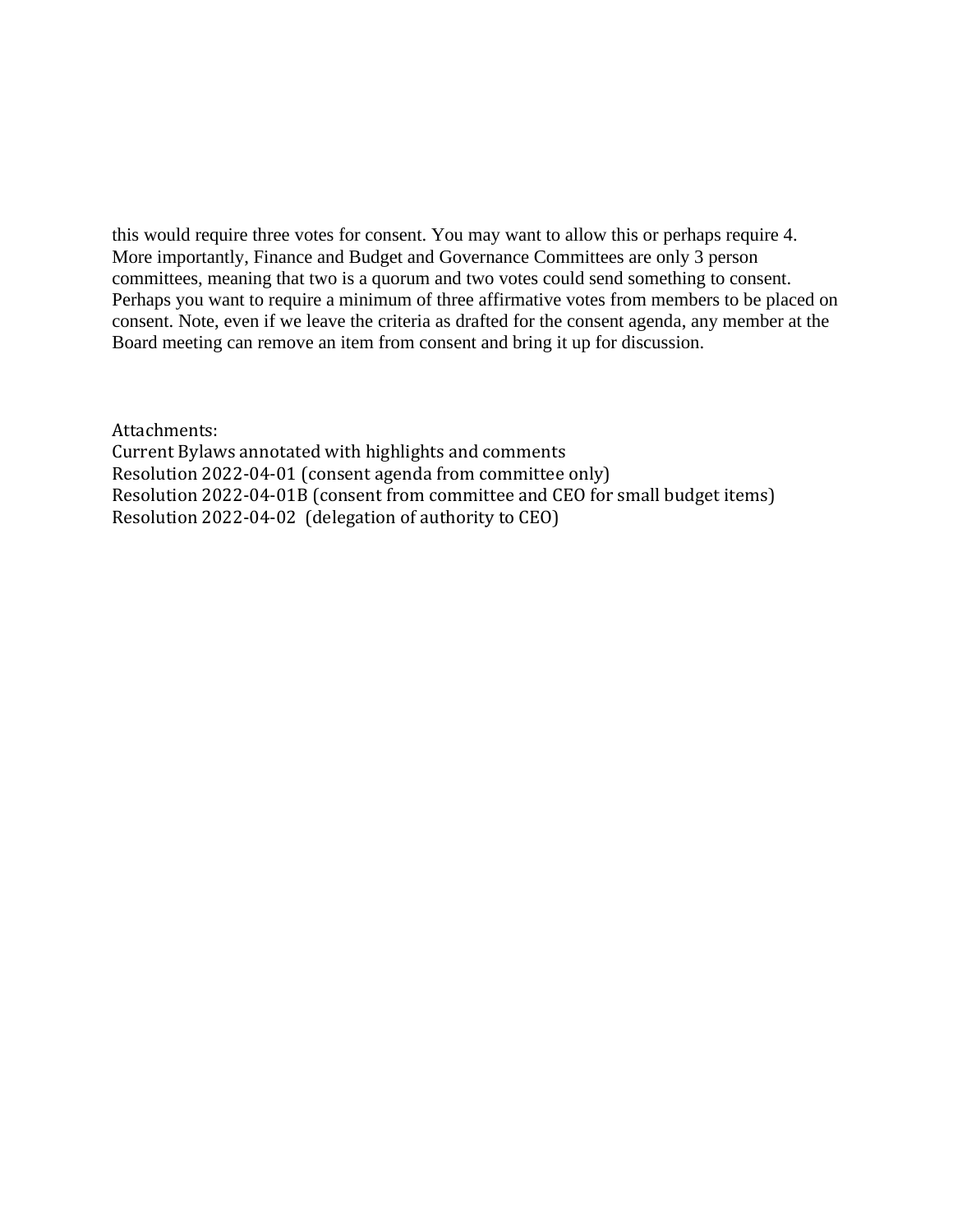this would require three votes for consent. You may want to allow this or perhaps require 4. More importantly, Finance and Budget and Governance Committees are only 3 person committees, meaning that two is a quorum and two votes could send something to consent. Perhaps you want to require a minimum of three affirmative votes from members to be placed on consent. Note, even if we leave the criteria as drafted for the consent agenda, any member at the Board meeting can remove an item from consent and bring it up for discussion.

Attachments:
Current Bylaws annotated with highlights and comments
Resolution 2022-04-01 (consent agenda from committee only)
Resolution 2022-04-01B (consent from committee and CEO for small budget items)
Resolution 2022-04-02 (delegation of authority to CEO)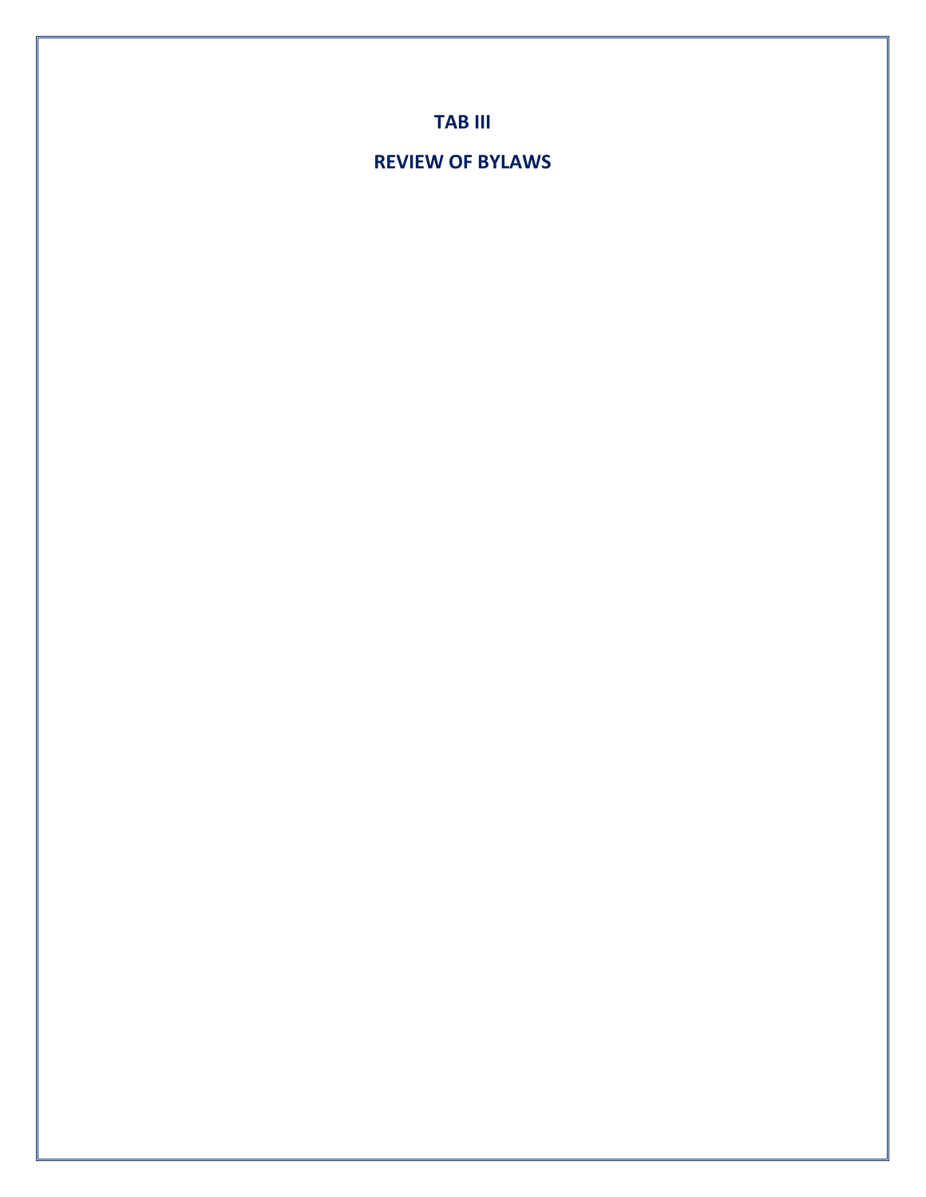# TAB III

# REVIEW OF BYLAWS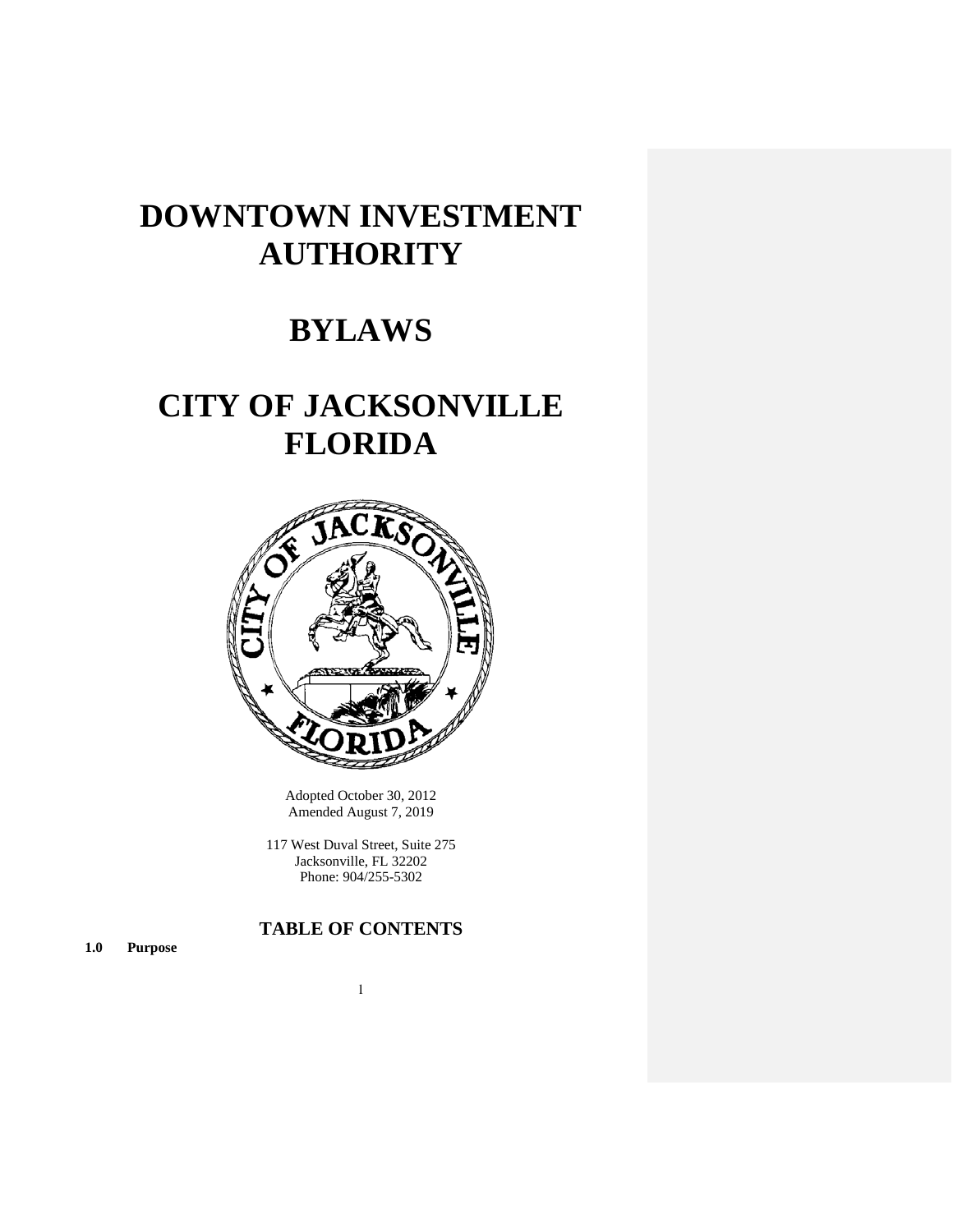# DOWNTOWN INVESTMENT AUTHORITY

# BYLAWS

# CITY OF JACKSONVILLE FLORIDA

Adopted October 30, 2012
Amended August 7, 2019

117 West Duval Street, Suite 275
Jacksonville, FL 32202
Phone: 904/255-5302

## TABLE OF CONTENTS

**1.0 Purpose**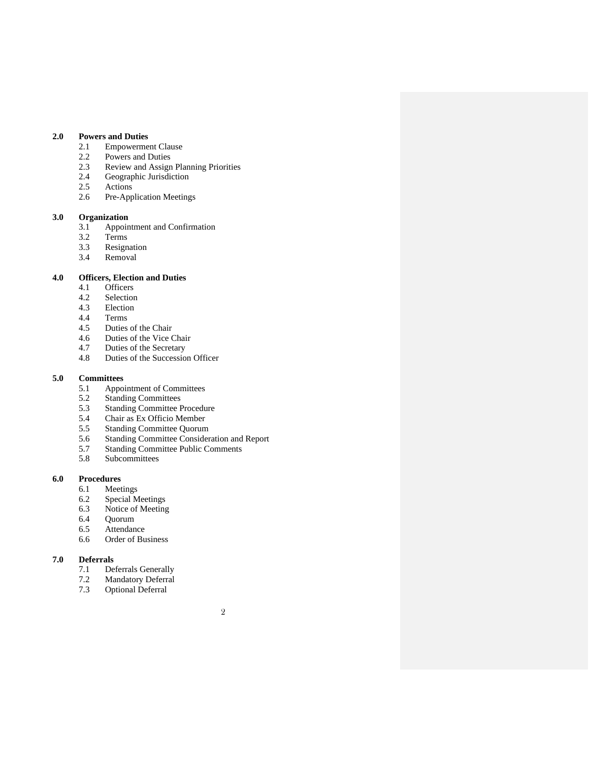**2.0 Powers and Duties**
- 2.1 Empowerment Clause
- 2.2 Powers and Duties
- 2.3 Review and Assign Planning Priorities
- 2.4 Geographic Jurisdiction
- 2.5 Actions
- 2.6 Pre-Application Meetings

**3.0 Organization**
- 3.1 Appointment and Confirmation
- 3.2 Terms
- 3.3 Resignation
- 3.4 Removal

**4.0 Officers, Election and Duties**
- 4.1 Officers
- 4.2 Selection
- 4.3 Election
- 4.4 Terms
- 4.5 Duties of the Chair
- 4.6 Duties of the Vice Chair
- 4.7 Duties of the Secretary
- 4.8 Duties of the Succession Officer

**5.0 Committees**
- 5.1 Appointment of Committees
- 5.2 Standing Committees
- 5.3 Standing Committee Procedure
- 5.4 Chair as Ex Officio Member
- 5.5 Standing Committee Quorum
- 5.6 Standing Committee Consideration and Report
- 5.7 Standing Committee Public Comments
- 5.8 Subcommittees

**6.0 Procedures**
- 6.1 Meetings
- 6.2 Special Meetings
- 6.3 Notice of Meeting
- 6.4 Quorum
- 6.5 Attendance
- 6.6 Order of Business

**7.0 Deferrals**
- 7.1 Deferrals Generally
- 7.2 Mandatory Deferral
- 7.3 Optional Deferral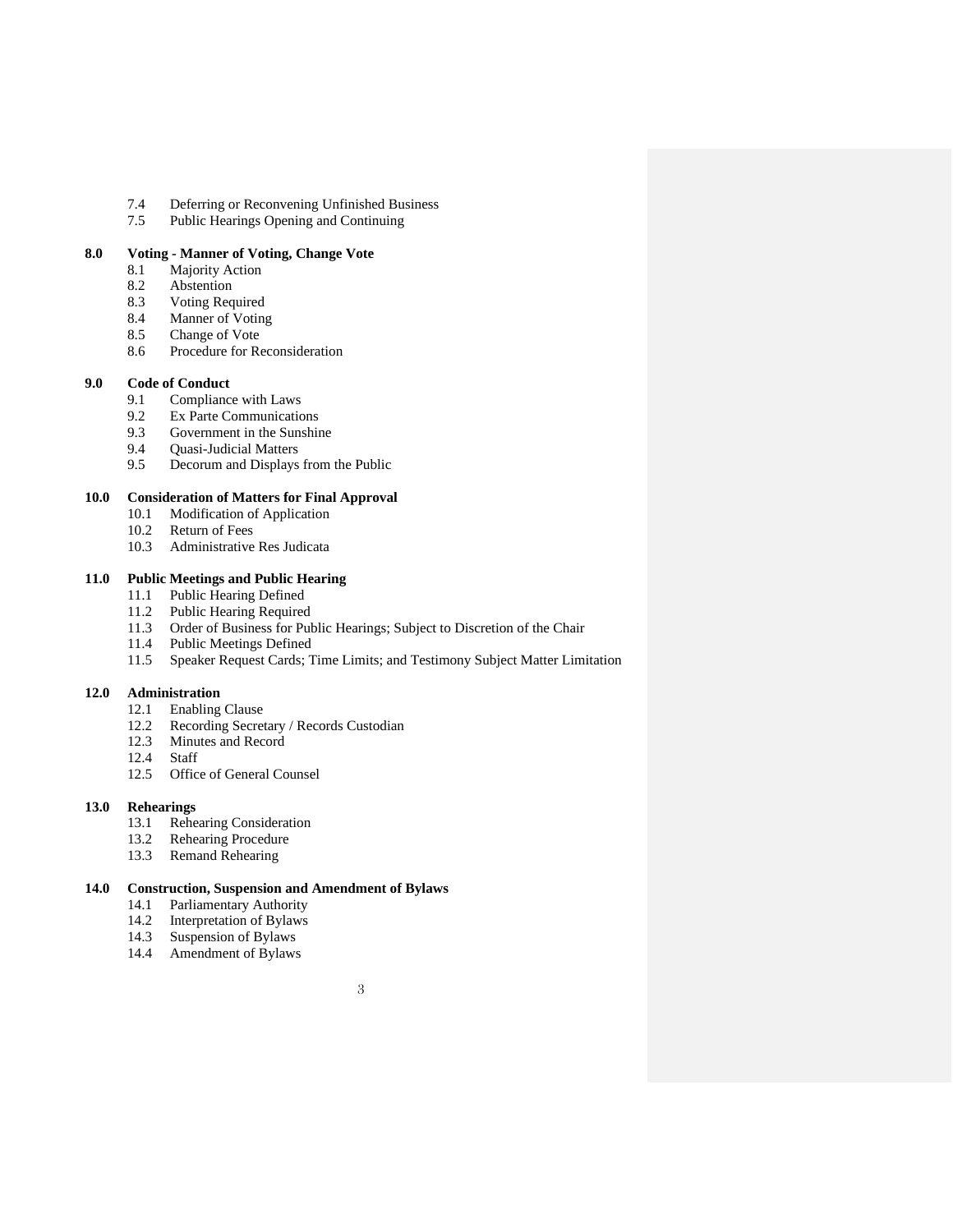7.4 Deferring or Reconvening Unfinished Business
7.5 Public Hearings Opening and Continuing

**8.0 Voting - Manner of Voting, Change Vote**
8.1 Majority Action
8.2 Abstention
8.3 Voting Required
8.4 Manner of Voting
8.5 Change of Vote
8.6 Procedure for Reconsideration

**9.0 Code of Conduct**
9.1 Compliance with Laws
9.2 Ex Parte Communications
9.3 Government in the Sunshine
9.4 Quasi-Judicial Matters
9.5 Decorum and Displays from the Public

**10.0 Consideration of Matters for Final Approval**
10.1 Modification of Application
10.2 Return of Fees
10.3 Administrative Res Judicata

**11.0 Public Meetings and Public Hearing**
11.1 Public Hearing Defined
11.2 Public Hearing Required
11.3 Order of Business for Public Hearings; Subject to Discretion of the Chair
11.4 Public Meetings Defined
11.5 Speaker Request Cards; Time Limits; and Testimony Subject Matter Limitation

**12.0 Administration**
12.1 Enabling Clause
12.2 Recording Secretary / Records Custodian
12.3 Minutes and Record
12.4 Staff
12.5 Office of General Counsel

**13.0 Rehearings**
13.1 Rehearing Consideration
13.2 Rehearing Procedure
13.3 Remand Rehearing

**14.0 Construction, Suspension and Amendment of Bylaws**
14.1 Parliamentary Authority
14.2 Interpretation of Bylaws
14.3 Suspension of Bylaws
14.4 Amendment of Bylaws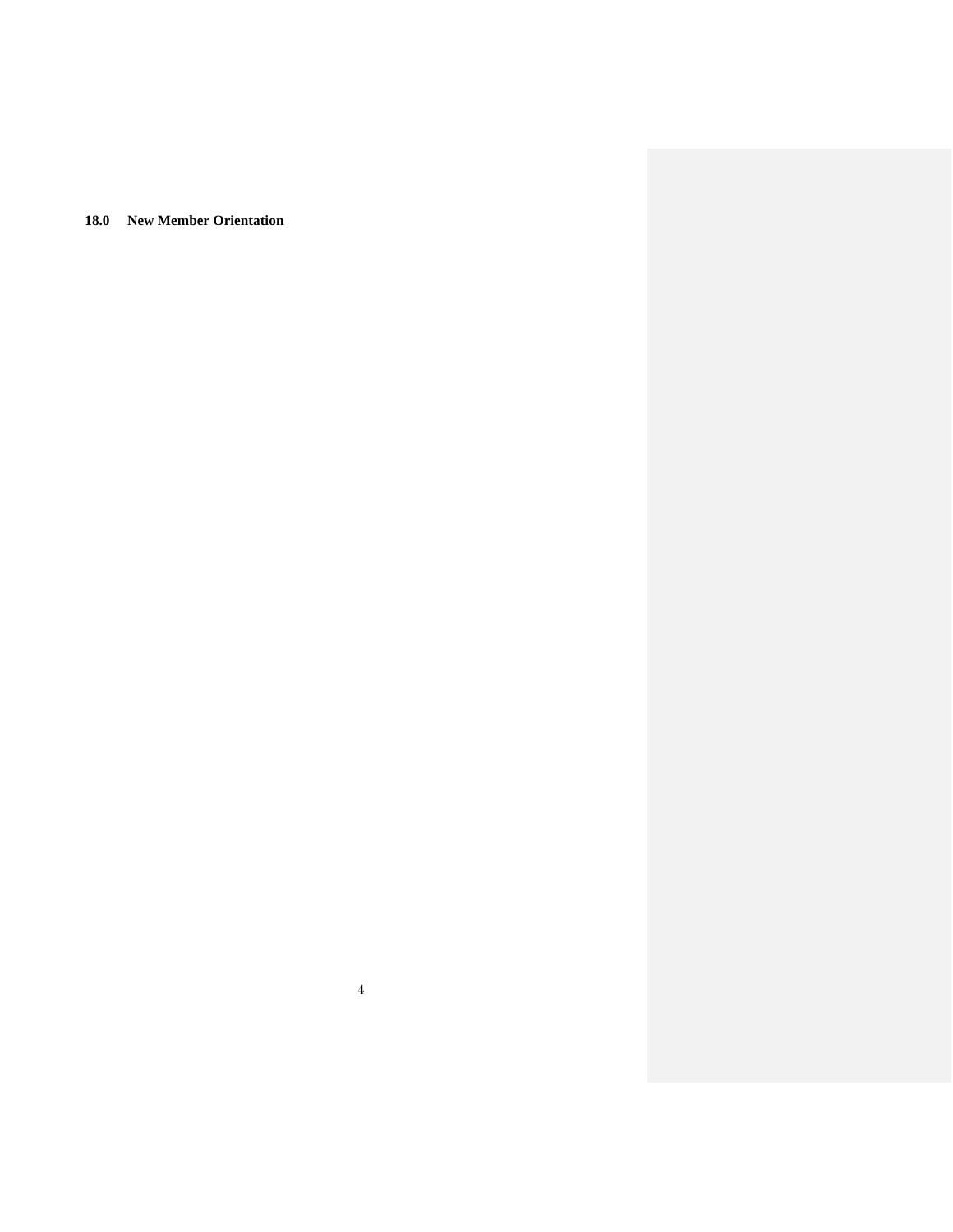## 18.0 New Member Orientation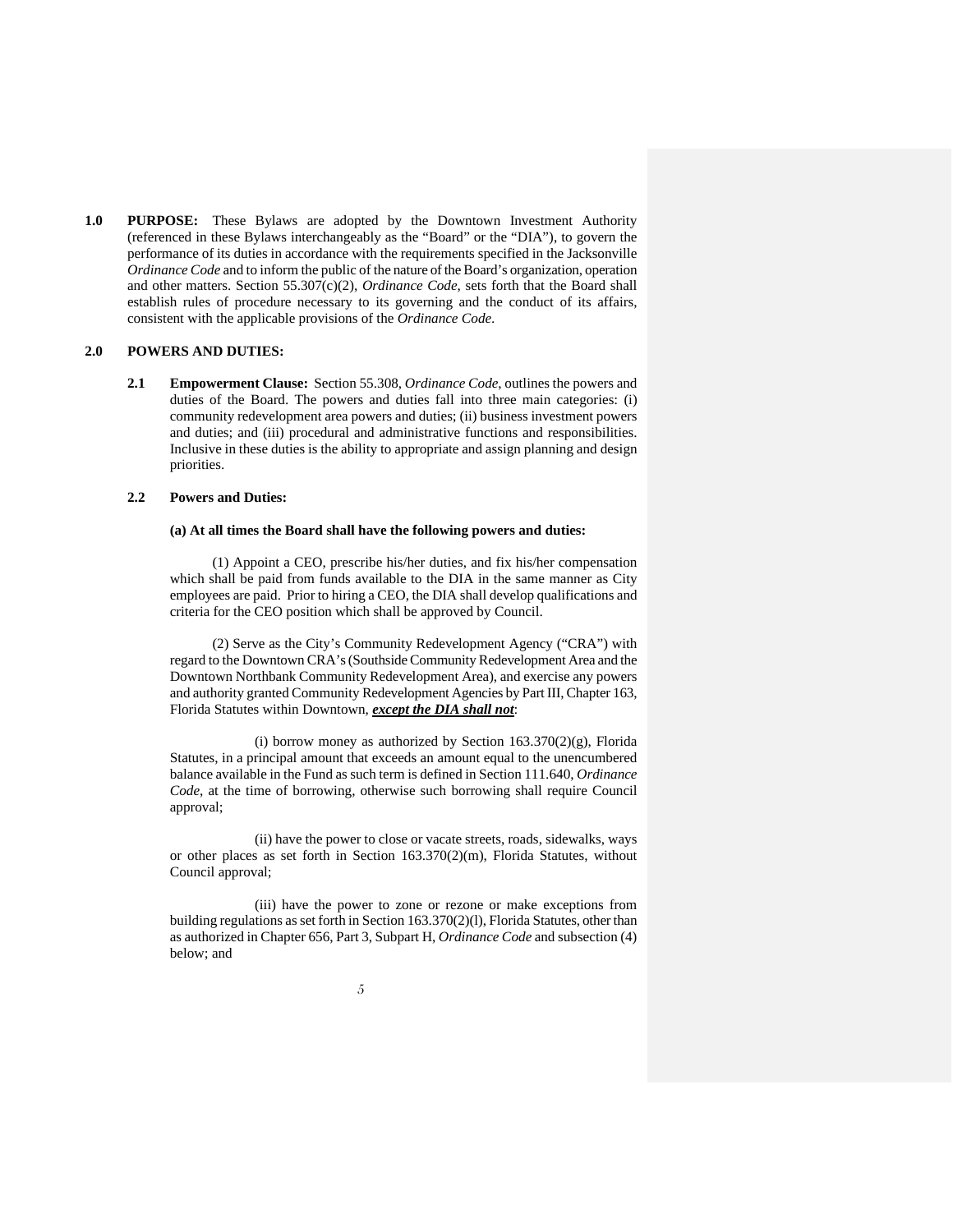**1.0 PURPOSE:** These Bylaws are adopted by the Downtown Investment Authority (referenced in these Bylaws interchangeably as the "Board" or the "DIA"), to govern the performance of its duties in accordance with the requirements specified in the Jacksonville *Ordinance Code* and to inform the public of the nature of the Board's organization, operation and other matters. Section 55.307(c)(2), *Ordinance Code*, sets forth that the Board shall establish rules of procedure necessary to its governing and the conduct of its affairs, consistent with the applicable provisions of the *Ordinance Code*.

**2.0 POWERS AND DUTIES:**

**2.1 Empowerment Clause:** Section 55.308, *Ordinance Code*, outlines the powers and duties of the Board. The powers and duties fall into three main categories: (i) community redevelopment area powers and duties; (ii) business investment powers and duties; and (iii) procedural and administrative functions and responsibilities. Inclusive in these duties is the ability to appropriate and assign planning and design priorities.

**2.2 Powers and Duties:**

**(a) At all times the Board shall have the following powers and duties:**

(1) Appoint a CEO, prescribe his/her duties, and fix his/her compensation which shall be paid from funds available to the DIA in the same manner as City employees are paid. Prior to hiring a CEO, the DIA shall develop qualifications and criteria for the CEO position which shall be approved by Council.

(2) Serve as the City's Community Redevelopment Agency ("CRA") with regard to the Downtown CRA's (Southside Community Redevelopment Area and the Downtown Northbank Community Redevelopment Area), and exercise any powers and authority granted Community Redevelopment Agencies by Part III, Chapter 163, Florida Statutes within Downtown, ***except the DIA shall not***:

(i) borrow money as authorized by Section 163.370(2)(g), Florida Statutes, in a principal amount that exceeds an amount equal to the unencumbered balance available in the Fund as such term is defined in Section 111.640, *Ordinance Code*, at the time of borrowing, otherwise such borrowing shall require Council approval;

(ii) have the power to close or vacate streets, roads, sidewalks, ways or other places as set forth in Section 163.370(2)(m), Florida Statutes, without Council approval;

(iii) have the power to zone or rezone or make exceptions from building regulations as set forth in Section 163.370(2)(l), Florida Statutes, other than as authorized in Chapter 656, Part 3, Subpart H, *Ordinance Code* and subsection (4) below; and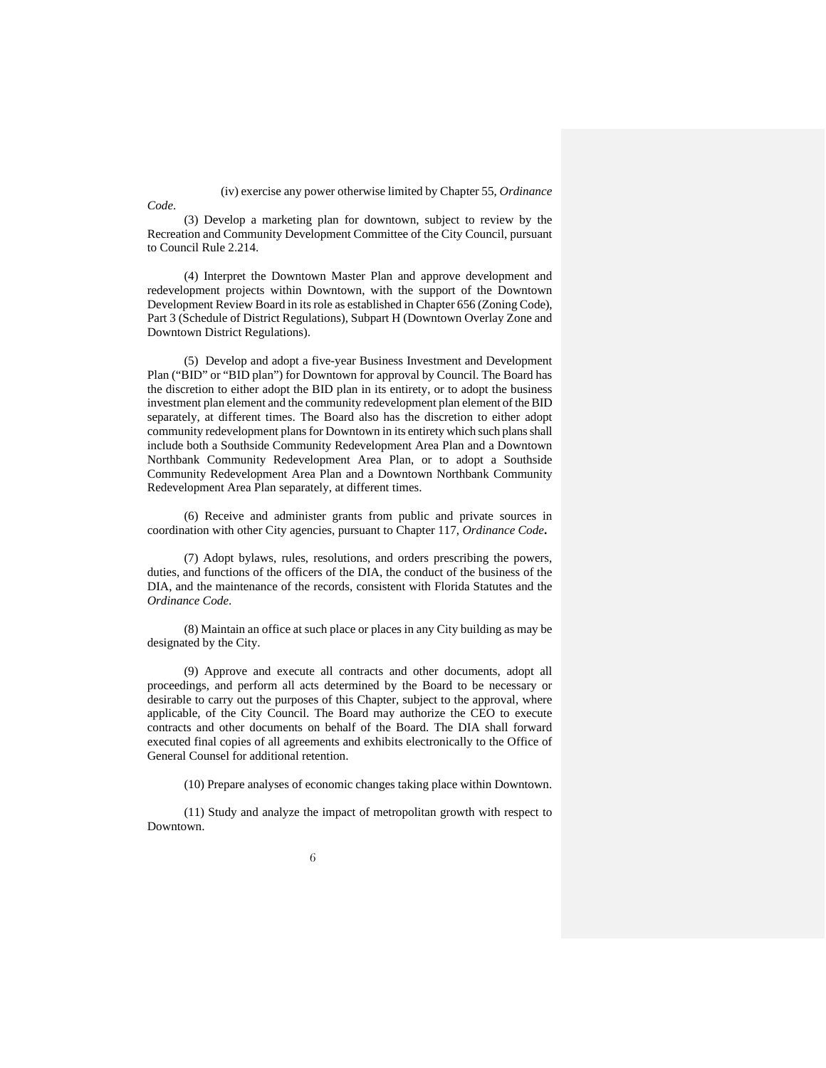(iv) exercise any power otherwise limited by Chapter 55, *Ordinance Code*.

(3) Develop a marketing plan for downtown, subject to review by the Recreation and Community Development Committee of the City Council, pursuant to Council Rule 2.214.

(4) Interpret the Downtown Master Plan and approve development and redevelopment projects within Downtown, with the support of the Downtown Development Review Board in its role as established in Chapter 656 (Zoning Code), Part 3 (Schedule of District Regulations), Subpart H (Downtown Overlay Zone and Downtown District Regulations).

(5) Develop and adopt a five-year Business Investment and Development Plan ("BID" or "BID plan") for Downtown for approval by Council. The Board has the discretion to either adopt the BID plan in its entirety, or to adopt the business investment plan element and the community redevelopment plan element of the BID separately, at different times. The Board also has the discretion to either adopt community redevelopment plans for Downtown in its entirety which such plans shall include both a Southside Community Redevelopment Area Plan and a Downtown Northbank Community Redevelopment Area Plan, or to adopt a Southside Community Redevelopment Area Plan and a Downtown Northbank Community Redevelopment Area Plan separately, at different times.

(6) Receive and administer grants from public and private sources in coordination with other City agencies, pursuant to Chapter 117, *Ordinance Code***.**

(7) Adopt bylaws, rules, resolutions, and orders prescribing the powers, duties, and functions of the officers of the DIA, the conduct of the business of the DIA, and the maintenance of the records, consistent with Florida Statutes and the *Ordinance Code*.

(8) Maintain an office at such place or places in any City building as may be designated by the City.

(9) Approve and execute all contracts and other documents, adopt all proceedings, and perform all acts determined by the Board to be necessary or desirable to carry out the purposes of this Chapter, subject to the approval, where applicable, of the City Council. The Board may authorize the CEO to execute contracts and other documents on behalf of the Board. The DIA shall forward executed final copies of all agreements and exhibits electronically to the Office of General Counsel for additional retention.

(10) Prepare analyses of economic changes taking place within Downtown.

(11) Study and analyze the impact of metropolitan growth with respect to Downtown.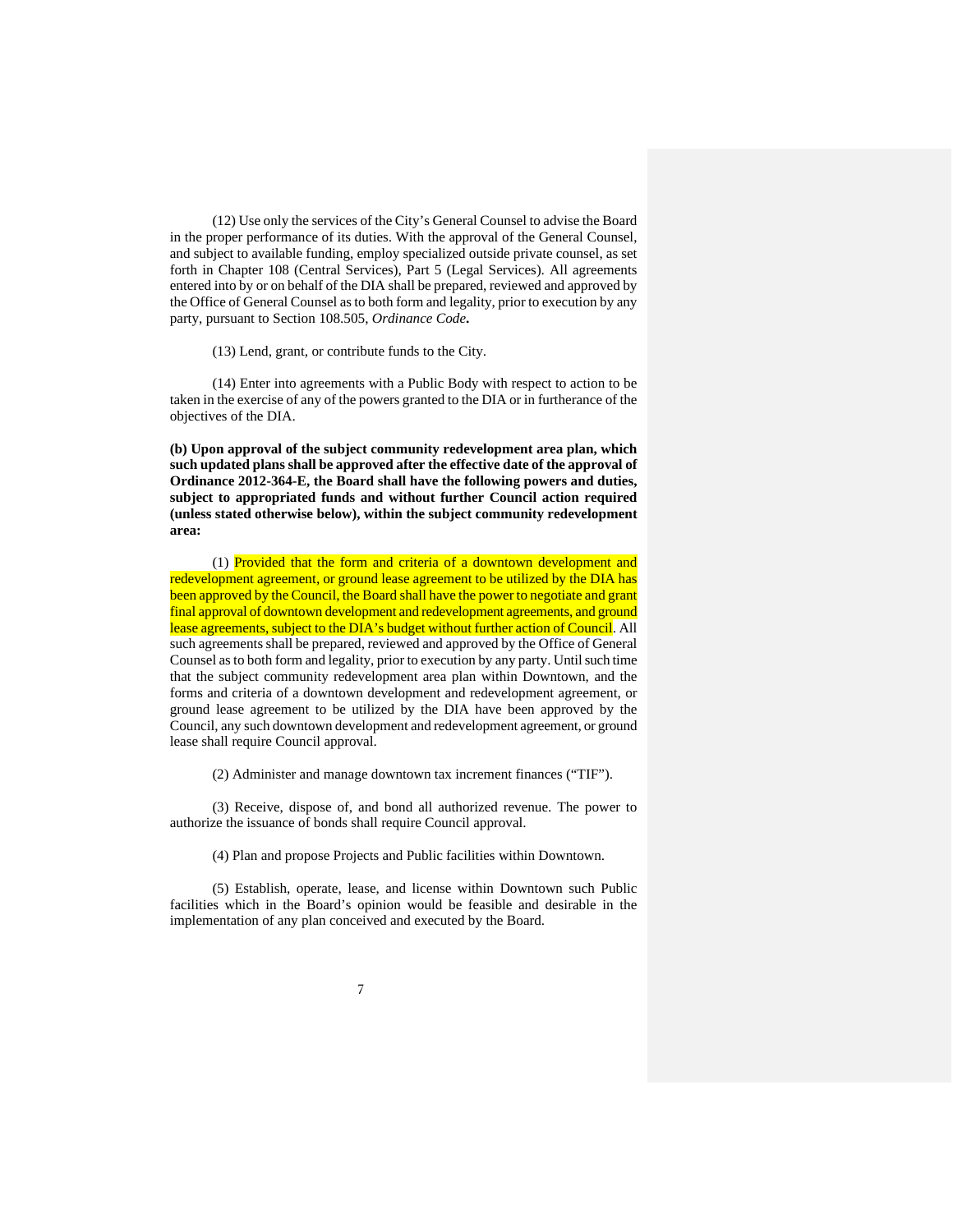(12) Use only the services of the City's General Counsel to advise the Board in the proper performance of its duties. With the approval of the General Counsel, and subject to available funding, employ specialized outside private counsel, as set forth in Chapter 108 (Central Services), Part 5 (Legal Services). All agreements entered into by or on behalf of the DIA shall be prepared, reviewed and approved by the Office of General Counsel as to both form and legality, prior to execution by any party, pursuant to Section 108.505, *Ordinance Code***.**

(13) Lend, grant, or contribute funds to the City.

(14) Enter into agreements with a Public Body with respect to action to be taken in the exercise of any of the powers granted to the DIA or in furtherance of the objectives of the DIA.

**(b) Upon approval of the subject community redevelopment area plan, which such updated plans shall be approved after the effective date of the approval of Ordinance 2012-364-E, the Board shall have the following powers and duties, subject to appropriated funds and without further Council action required (unless stated otherwise below), within the subject community redevelopment area:**

(1) Provided that the form and criteria of a downtown development and redevelopment agreement, or ground lease agreement to be utilized by the DIA has been approved by the Council, the Board shall have the power to negotiate and grant final approval of downtown development and redevelopment agreements, and ground lease agreements, subject to the DIA's budget without further action of Council. All such agreements shall be prepared, reviewed and approved by the Office of General Counsel as to both form and legality, prior to execution by any party. Until such time that the subject community redevelopment area plan within Downtown, and the forms and criteria of a downtown development and redevelopment agreement, or ground lease agreement to be utilized by the DIA have been approved by the Council, any such downtown development and redevelopment agreement, or ground lease shall require Council approval.

(2) Administer and manage downtown tax increment finances ("TIF").

(3) Receive, dispose of, and bond all authorized revenue. The power to authorize the issuance of bonds shall require Council approval.

(4) Plan and propose Projects and Public facilities within Downtown.

(5) Establish, operate, lease, and license within Downtown such Public facilities which in the Board's opinion would be feasible and desirable in the implementation of any plan conceived and executed by the Board.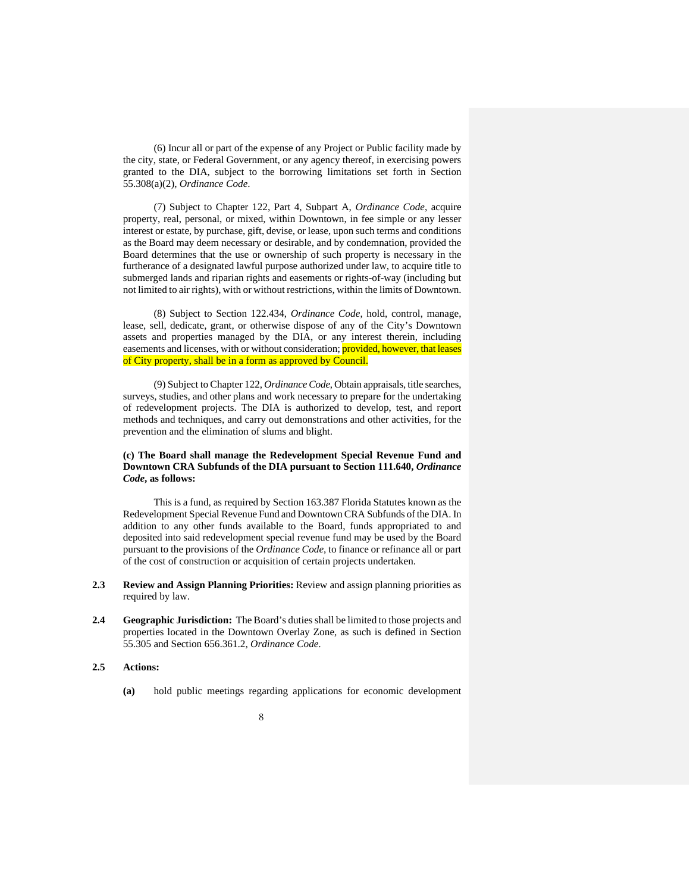(6) Incur all or part of the expense of any Project or Public facility made by the city, state, or Federal Government, or any agency thereof, in exercising powers granted to the DIA, subject to the borrowing limitations set forth in Section 55.308(a)(2), *Ordinance Code*.

(7) Subject to Chapter 122, Part 4, Subpart A, *Ordinance Code*, acquire property, real, personal, or mixed, within Downtown, in fee simple or any lesser interest or estate, by purchase, gift, devise, or lease, upon such terms and conditions as the Board may deem necessary or desirable, and by condemnation, provided the Board determines that the use or ownership of such property is necessary in the furtherance of a designated lawful purpose authorized under law, to acquire title to submerged lands and riparian rights and easements or rights-of-way (including but not limited to air rights), with or without restrictions, within the limits of Downtown.

(8) Subject to Section 122.434, *Ordinance Code*, hold, control, manage, lease, sell, dedicate, grant, or otherwise dispose of any of the City's Downtown assets and properties managed by the DIA, or any interest therein, including easements and licenses, with or without consideration; provided, however, that leases of City property, shall be in a form as approved by Council.

(9) Subject to Chapter 122, *Ordinance Code*, Obtain appraisals, title searches, surveys, studies, and other plans and work necessary to prepare for the undertaking of redevelopment projects. The DIA is authorized to develop, test, and report methods and techniques, and carry out demonstrations and other activities, for the prevention and the elimination of slums and blight.

**(c) The Board shall manage the Redevelopment Special Revenue Fund and Downtown CRA Subfunds of the DIA pursuant to Section 111.640, *Ordinance Code*, as follows:**

This is a fund, as required by Section 163.387 Florida Statutes known as the Redevelopment Special Revenue Fund and Downtown CRA Subfunds of the DIA. In addition to any other funds available to the Board, funds appropriated to and deposited into said redevelopment special revenue fund may be used by the Board pursuant to the provisions of the *Ordinance Code*, to finance or refinance all or part of the cost of construction or acquisition of certain projects undertaken.

**2.3 Review and Assign Planning Priorities:** Review and assign planning priorities as required by law.

**2.4 Geographic Jurisdiction:** The Board's duties shall be limited to those projects and properties located in the Downtown Overlay Zone, as such is defined in Section 55.305 and Section 656.361.2, *Ordinance Code*.

**2.5 Actions:**

**(a)** hold public meetings regarding applications for economic development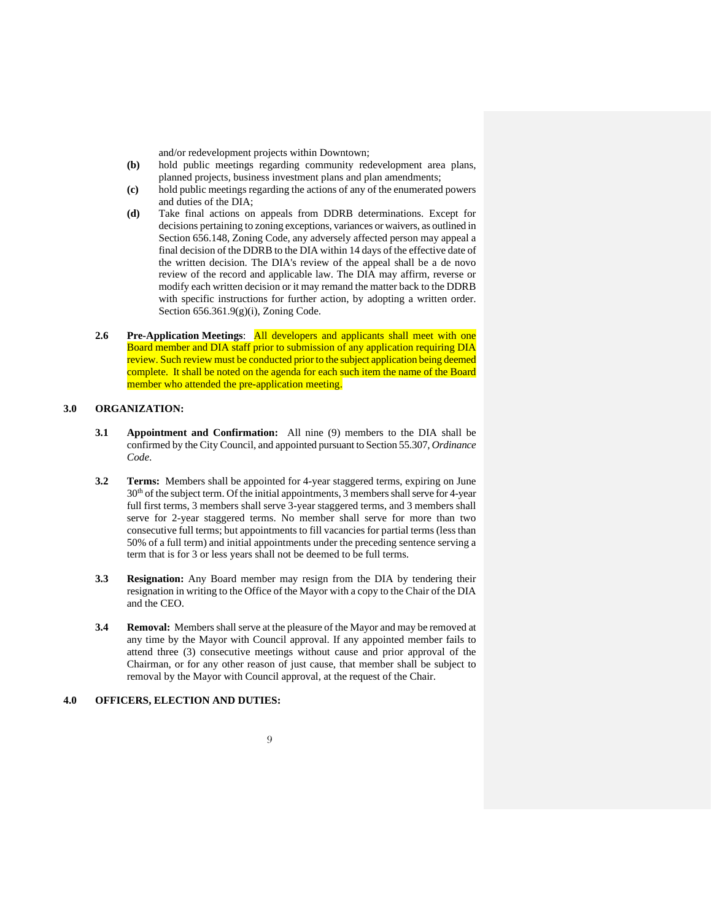and/or redevelopment projects within Downtown;

**(b)** hold public meetings regarding community redevelopment area plans, planned projects, business investment plans and plan amendments;

**(c)** hold public meetings regarding the actions of any of the enumerated powers and duties of the DIA;

**(d)** Take final actions on appeals from DDRB determinations. Except for decisions pertaining to zoning exceptions, variances or waivers, as outlined in Section 656.148, Zoning Code, any adversely affected person may appeal a final decision of the DDRB to the DIA within 14 days of the effective date of the written decision. The DIA's review of the appeal shall be a de novo review of the record and applicable law. The DIA may affirm, reverse or modify each written decision or it may remand the matter back to the DDRB with specific instructions for further action, by adopting a written order. Section 656.361.9(g)(i), Zoning Code.

**2.6 Pre-Application Meetings**: All developers and applicants shall meet with one Board member and DIA staff prior to submission of any application requiring DIA review. Such review must be conducted prior to the subject application being deemed complete. It shall be noted on the agenda for each such item the name of the Board member who attended the pre-application meeting.

## 3.0 ORGANIZATION:

**3.1 Appointment and Confirmation:** All nine (9) members to the DIA shall be confirmed by the City Council, and appointed pursuant to Section 55.307, *Ordinance Code*.

**3.2 Terms:** Members shall be appointed for 4-year staggered terms, expiring on June 30th of the subject term. Of the initial appointments, 3 members shall serve for 4-year full first terms, 3 members shall serve 3-year staggered terms, and 3 members shall serve for 2-year staggered terms. No member shall serve for more than two consecutive full terms; but appointments to fill vacancies for partial terms (less than 50% of a full term) and initial appointments under the preceding sentence serving a term that is for 3 or less years shall not be deemed to be full terms.

**3.3 Resignation:** Any Board member may resign from the DIA by tendering their resignation in writing to the Office of the Mayor with a copy to the Chair of the DIA and the CEO.

**3.4 Removal:** Members shall serve at the pleasure of the Mayor and may be removed at any time by the Mayor with Council approval. If any appointed member fails to attend three (3) consecutive meetings without cause and prior approval of the Chairman, or for any other reason of just cause, that member shall be subject to removal by the Mayor with Council approval, at the request of the Chair.

## 4.0 OFFICERS, ELECTION AND DUTIES: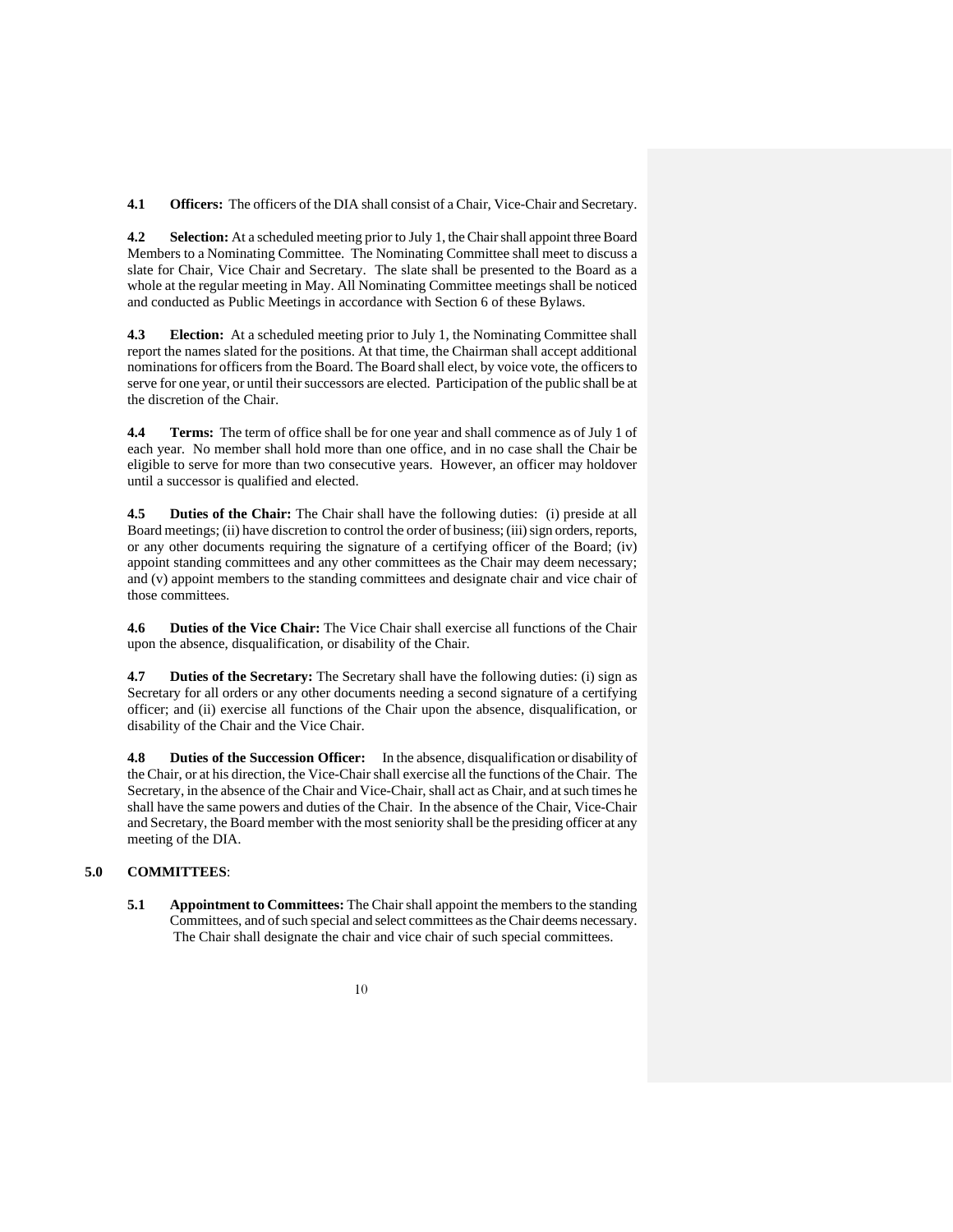**4.1 Officers:** The officers of the DIA shall consist of a Chair, Vice-Chair and Secretary.

**4.2 Selection:** At a scheduled meeting prior to July 1, the Chair shall appoint three Board Members to a Nominating Committee. The Nominating Committee shall meet to discuss a slate for Chair, Vice Chair and Secretary. The slate shall be presented to the Board as a whole at the regular meeting in May. All Nominating Committee meetings shall be noticed and conducted as Public Meetings in accordance with Section 6 of these Bylaws.

**4.3 Election:** At a scheduled meeting prior to July 1, the Nominating Committee shall report the names slated for the positions. At that time, the Chairman shall accept additional nominations for officers from the Board. The Board shall elect, by voice vote, the officers to serve for one year, or until their successors are elected. Participation of the public shall be at the discretion of the Chair.

**4.4 Terms:** The term of office shall be for one year and shall commence as of July 1 of each year. No member shall hold more than one office, and in no case shall the Chair be eligible to serve for more than two consecutive years. However, an officer may holdover until a successor is qualified and elected.

**4.5 Duties of the Chair:** The Chair shall have the following duties: (i) preside at all Board meetings; (ii) have discretion to control the order of business; (iii) sign orders, reports, or any other documents requiring the signature of a certifying officer of the Board; (iv) appoint standing committees and any other committees as the Chair may deem necessary; and (v) appoint members to the standing committees and designate chair and vice chair of those committees.

**4.6 Duties of the Vice Chair:** The Vice Chair shall exercise all functions of the Chair upon the absence, disqualification, or disability of the Chair.

**4.7 Duties of the Secretary:** The Secretary shall have the following duties: (i) sign as Secretary for all orders or any other documents needing a second signature of a certifying officer; and (ii) exercise all functions of the Chair upon the absence, disqualification, or disability of the Chair and the Vice Chair.

**4.8 Duties of the Succession Officer:** In the absence, disqualification or disability of the Chair, or at his direction, the Vice-Chair shall exercise all the functions of the Chair. The Secretary, in the absence of the Chair and Vice-Chair, shall act as Chair, and at such times he shall have the same powers and duties of the Chair. In the absence of the Chair, Vice-Chair and Secretary, the Board member with the most seniority shall be the presiding officer at any meeting of the DIA.

## 5.0 COMMITTEES:

**5.1 Appointment to Committees:** The Chair shall appoint the members to the standing Committees, and of such special and select committees as the Chair deems necessary. The Chair shall designate the chair and vice chair of such special committees.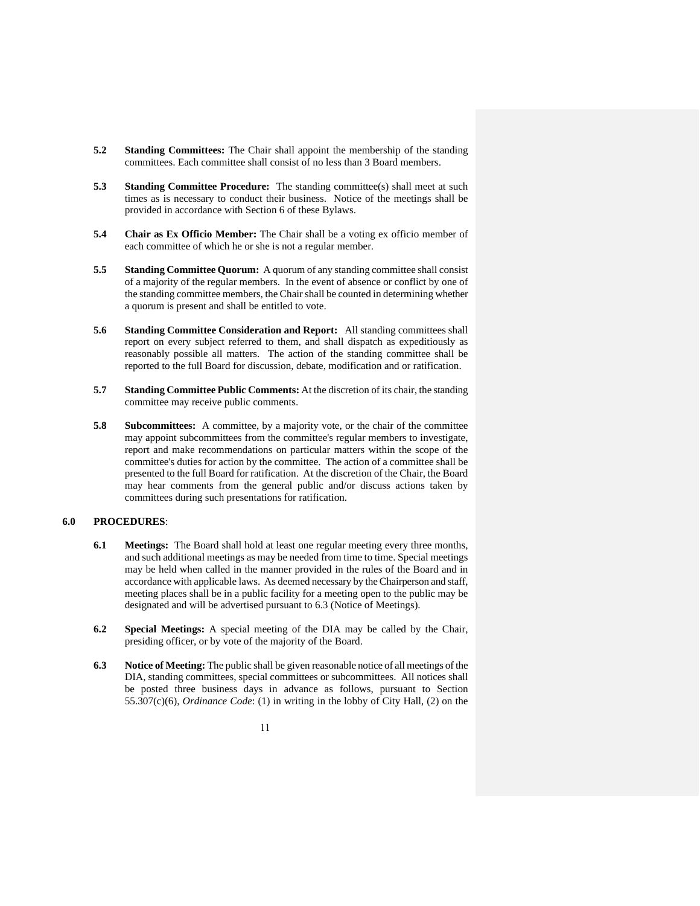**5.2 Standing Committees:** The Chair shall appoint the membership of the standing committees. Each committee shall consist of no less than 3 Board members.

**5.3 Standing Committee Procedure:** The standing committee(s) shall meet at such times as is necessary to conduct their business. Notice of the meetings shall be provided in accordance with Section 6 of these Bylaws.

**5.4 Chair as Ex Officio Member:** The Chair shall be a voting ex officio member of each committee of which he or she is not a regular member.

**5.5 Standing Committee Quorum:** A quorum of any standing committee shall consist of a majority of the regular members. In the event of absence or conflict by one of the standing committee members, the Chair shall be counted in determining whether a quorum is present and shall be entitled to vote.

**5.6 Standing Committee Consideration and Report:** All standing committees shall report on every subject referred to them, and shall dispatch as expeditiously as reasonably possible all matters. The action of the standing committee shall be reported to the full Board for discussion, debate, modification and or ratification.

**5.7 Standing Committee Public Comments:** At the discretion of its chair, the standing committee may receive public comments.

**5.8 Subcommittees:** A committee, by a majority vote, or the chair of the committee may appoint subcommittees from the committee's regular members to investigate, report and make recommendations on particular matters within the scope of the committee's duties for action by the committee. The action of a committee shall be presented to the full Board for ratification. At the discretion of the Chair, the Board may hear comments from the general public and/or discuss actions taken by committees during such presentations for ratification.

## 6.0 PROCEDURES:

**6.1 Meetings:** The Board shall hold at least one regular meeting every three months, and such additional meetings as may be needed from time to time. Special meetings may be held when called in the manner provided in the rules of the Board and in accordance with applicable laws. As deemed necessary by the Chairperson and staff, meeting places shall be in a public facility for a meeting open to the public may be designated and will be advertised pursuant to 6.3 (Notice of Meetings).

**6.2 Special Meetings:** A special meeting of the DIA may be called by the Chair, presiding officer, or by vote of the majority of the Board.

**6.3 Notice of Meeting:** The public shall be given reasonable notice of all meetings of the DIA, standing committees, special committees or subcommittees. All notices shall be posted three business days in advance as follows, pursuant to Section 55.307(c)(6), *Ordinance Code*: (1) in writing in the lobby of City Hall, (2) on the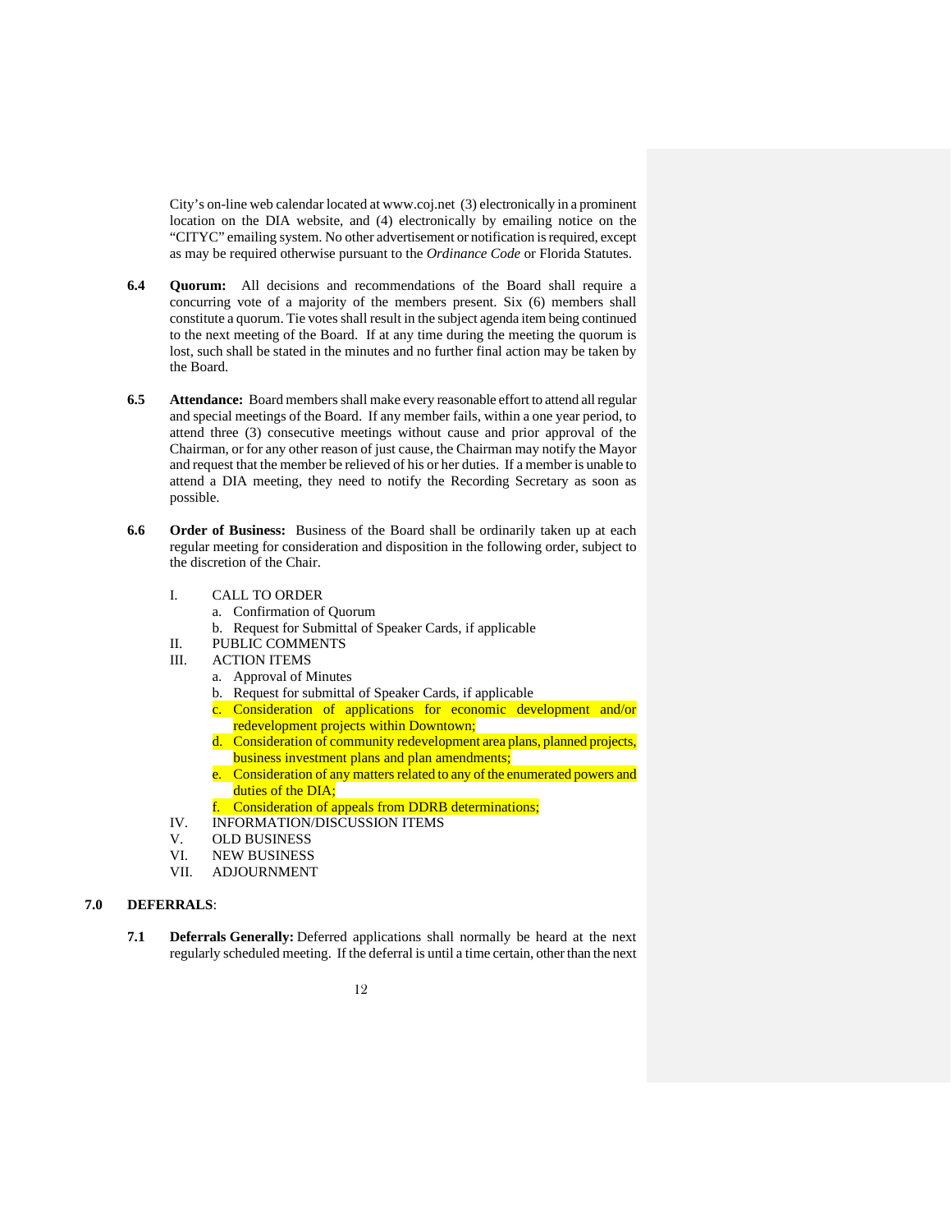City's on-line web calendar located at www.coj.net (3) electronically in a prominent location on the DIA website, and (4) electronically by emailing notice on the "CITYC" emailing system. No other advertisement or notification is required, except as may be required otherwise pursuant to the *Ordinance Code* or Florida Statutes.

**6.4 Quorum:** All decisions and recommendations of the Board shall require a concurring vote of a majority of the members present. Six (6) members shall constitute a quorum. Tie votes shall result in the subject agenda item being continued to the next meeting of the Board. If at any time during the meeting the quorum is lost, such shall be stated in the minutes and no further final action may be taken by the Board.

**6.5 Attendance:** Board members shall make every reasonable effort to attend all regular and special meetings of the Board. If any member fails, within a one year period, to attend three (3) consecutive meetings without cause and prior approval of the Chairman, or for any other reason of just cause, the Chairman may notify the Mayor and request that the member be relieved of his or her duties. If a member is unable to attend a DIA meeting, they need to notify the Recording Secretary as soon as possible.

**6.6 Order of Business:** Business of the Board shall be ordinarily taken up at each regular meeting for consideration and disposition in the following order, subject to the discretion of the Chair.

I. CALL TO ORDER
  a. Confirmation of Quorum
  b. Request for Submittal of Speaker Cards, if applicable

II. PUBLIC COMMENTS

III. ACTION ITEMS
  a. Approval of Minutes
  b. Request for submittal of Speaker Cards, if applicable
  c. Consideration of applications for economic development and/or redevelopment projects within Downtown;
  d. Consideration of community redevelopment area plans, planned projects, business investment plans and plan amendments;
  e. Consideration of any matters related to any of the enumerated powers and duties of the DIA;
  f. Consideration of appeals from DDRB determinations;

IV. INFORMATION/DISCUSSION ITEMS

V. OLD BUSINESS

VI. NEW BUSINESS

VII. ADJOURNMENT

## 7.0 DEFERRALS:

**7.1 Deferrals Generally:** Deferred applications shall normally be heard at the next regularly scheduled meeting. If the deferral is until a time certain, other than the next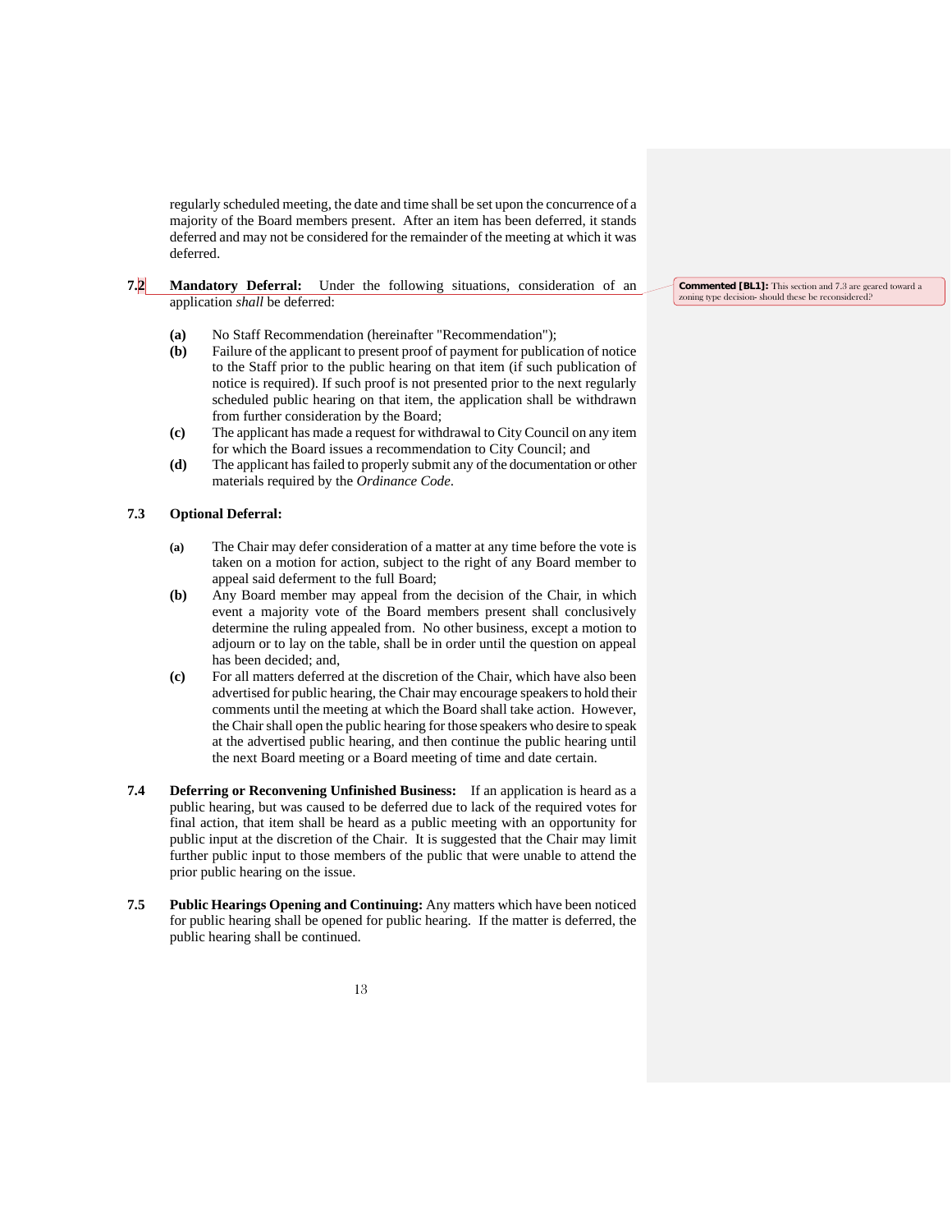regularly scheduled meeting, the date and time shall be set upon the concurrence of a majority of the Board members present. After an item has been deferred, it stands deferred and may not be considered for the remainder of the meeting at which it was deferred.

**7.2 Mandatory Deferral:** Under the following situations, consideration of an application *shall* be deferred:

**(a)** No Staff Recommendation (hereinafter "Recommendation");

**(b)** Failure of the applicant to present proof of payment for publication of notice to the Staff prior to the public hearing on that item (if such publication of notice is required). If such proof is not presented prior to the next regularly scheduled public hearing on that item, the application shall be withdrawn from further consideration by the Board;

**(c)** The applicant has made a request for withdrawal to City Council on any item for which the Board issues a recommendation to City Council; and

**(d)** The applicant has failed to properly submit any of the documentation or other materials required by the *Ordinance Code*.

**Commented [BL1]:** This section and 7.3 are geared toward a zoning type decision- should these be reconsidered?

**7.3 Optional Deferral:**

**(a)** The Chair may defer consideration of a matter at any time before the vote is taken on a motion for action, subject to the right of any Board member to appeal said deferment to the full Board;

**(b)** Any Board member may appeal from the decision of the Chair, in which event a majority vote of the Board members present shall conclusively determine the ruling appealed from. No other business, except a motion to adjourn or to lay on the table, shall be in order until the question on appeal has been decided; and,

**(c)** For all matters deferred at the discretion of the Chair, which have also been advertised for public hearing, the Chair may encourage speakers to hold their comments until the meeting at which the Board shall take action. However, the Chair shall open the public hearing for those speakers who desire to speak at the advertised public hearing, and then continue the public hearing until the next Board meeting or a Board meeting of time and date certain.

**7.4 Deferring or Reconvening Unfinished Business:** If an application is heard as a public hearing, but was caused to be deferred due to lack of the required votes for final action, that item shall be heard as a public meeting with an opportunity for public input at the discretion of the Chair. It is suggested that the Chair may limit further public input to those members of the public that were unable to attend the prior public hearing on the issue.

**7.5 Public Hearings Opening and Continuing:** Any matters which have been noticed for public hearing shall be opened for public hearing. If the matter is deferred, the public hearing shall be continued.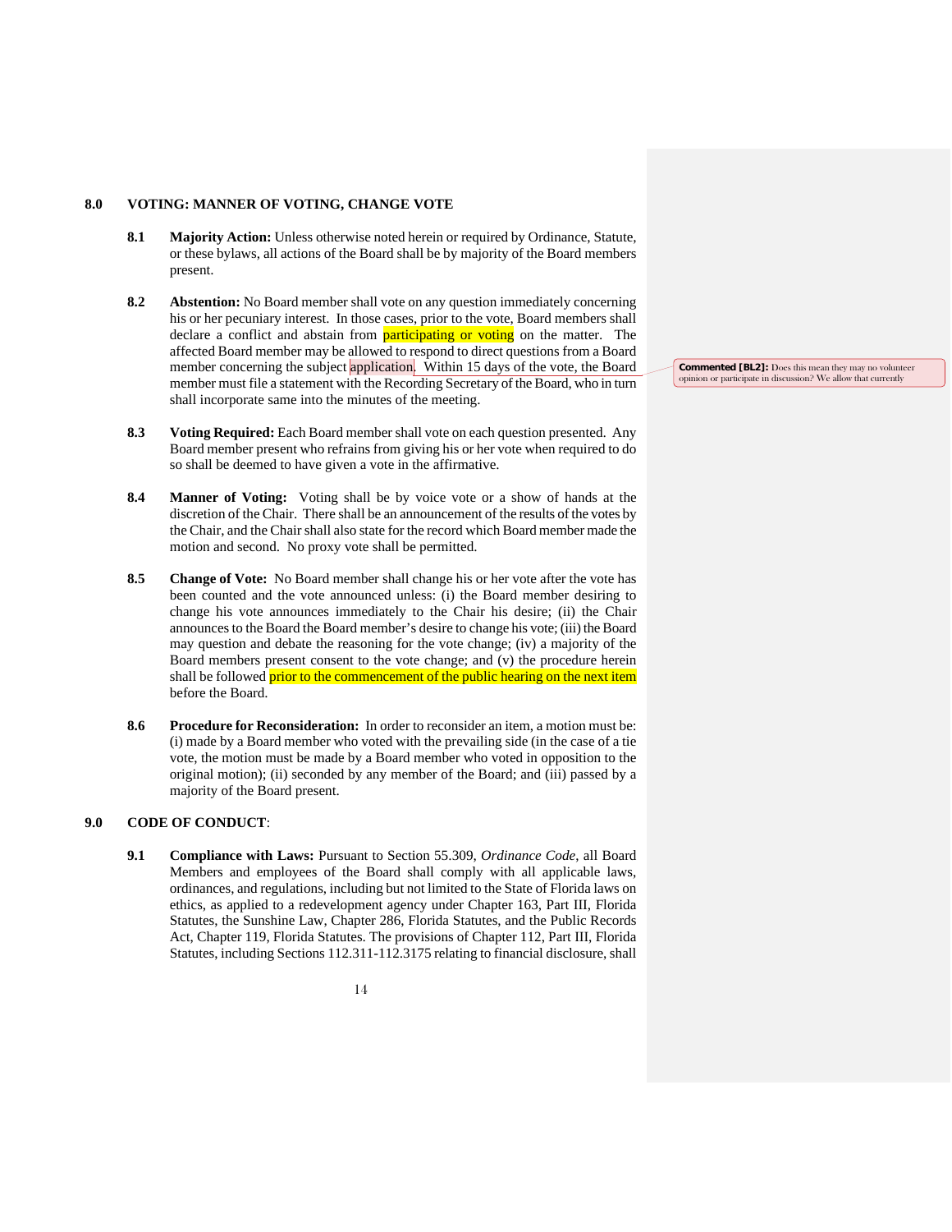## 8.0 VOTING: MANNER OF VOTING, CHANGE VOTE

**8.1** **Majority Action:** Unless otherwise noted herein or required by Ordinance, Statute, or these bylaws, all actions of the Board shall be by majority of the Board members present.

**8.2** **Abstention:** No Board member shall vote on any question immediately concerning his or her pecuniary interest. In those cases, prior to the vote, Board members shall declare a conflict and abstain from participating or voting on the matter. The affected Board member may be allowed to respond to direct questions from a Board member concerning the subject application. Within 15 days of the vote, the Board member must file a statement with the Recording Secretary of the Board, who in turn shall incorporate same into the minutes of the meeting.

> **Commented [BL2]:** Does this mean they may no volunteer opinion or participate in discussion? We allow that currently

**8.3** **Voting Required:** Each Board member shall vote on each question presented. Any Board member present who refrains from giving his or her vote when required to do so shall be deemed to have given a vote in the affirmative.

**8.4** **Manner of Voting:** Voting shall be by voice vote or a show of hands at the discretion of the Chair. There shall be an announcement of the results of the votes by the Chair, and the Chair shall also state for the record which Board member made the motion and second. No proxy vote shall be permitted.

**8.5** **Change of Vote:** No Board member shall change his or her vote after the vote has been counted and the vote announced unless: (i) the Board member desiring to change his vote announces immediately to the Chair his desire; (ii) the Chair announces to the Board the Board member's desire to change his vote; (iii) the Board may question and debate the reasoning for the vote change; (iv) a majority of the Board members present consent to the vote change; and (v) the procedure herein shall be followed prior to the commencement of the public hearing on the next item before the Board.

**8.6** **Procedure for Reconsideration:** In order to reconsider an item, a motion must be: (i) made by a Board member who voted with the prevailing side (in the case of a tie vote, the motion must be made by a Board member who voted in opposition to the original motion); (ii) seconded by any member of the Board; and (iii) passed by a majority of the Board present.

## 9.0 CODE OF CONDUCT:

**9.1** **Compliance with Laws:** Pursuant to Section 55.309, *Ordinance Code*, all Board Members and employees of the Board shall comply with all applicable laws, ordinances, and regulations, including but not limited to the State of Florida laws on ethics, as applied to a redevelopment agency under Chapter 163, Part III, Florida Statutes, the Sunshine Law, Chapter 286, Florida Statutes, and the Public Records Act, Chapter 119, Florida Statutes. The provisions of Chapter 112, Part III, Florida Statutes, including Sections 112.311-112.3175 relating to financial disclosure, shall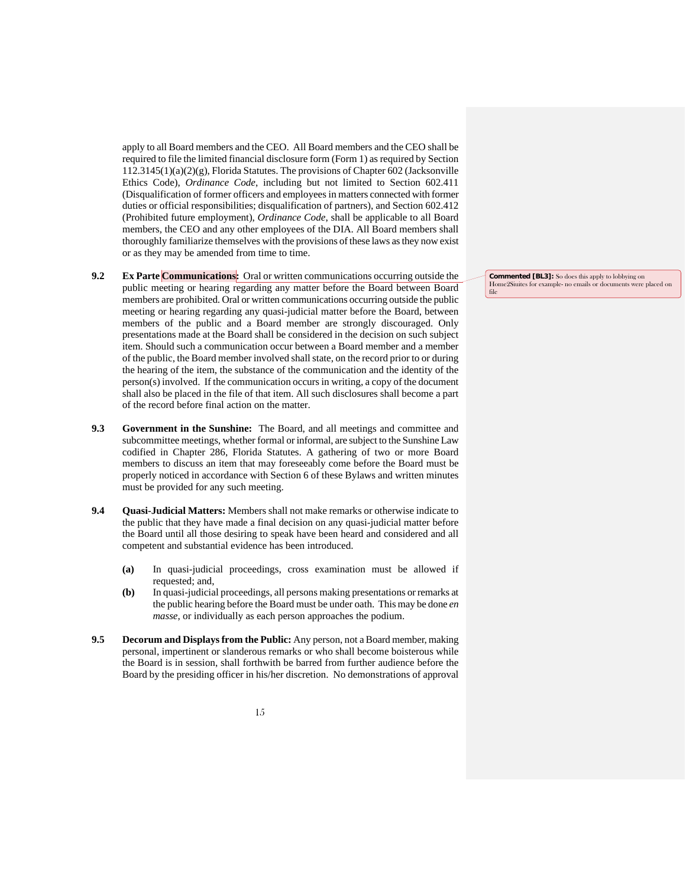apply to all Board members and the CEO. All Board members and the CEO shall be required to file the limited financial disclosure form (Form 1) as required by Section 112.3145(1)(a)(2)(g), Florida Statutes. The provisions of Chapter 602 (Jacksonville Ethics Code), *Ordinance Code*, including but not limited to Section 602.411 (Disqualification of former officers and employees in matters connected with former duties or official responsibilities; disqualification of partners), and Section 602.412 (Prohibited future employment), *Ordinance Code*, shall be applicable to all Board members, the CEO and any other employees of the DIA. All Board members shall thoroughly familiarize themselves with the provisions of these laws as they now exist or as they may be amended from time to time.

**9.2 Ex Parte Communications:** Oral or written communications occurring outside the public meeting or hearing regarding any matter before the Board between Board members are prohibited. Oral or written communications occurring outside the public meeting or hearing regarding any quasi-judicial matter before the Board, between members of the public and a Board member are strongly discouraged. Only presentations made at the Board shall be considered in the decision on such subject item. Should such a communication occur between a Board member and a member of the public, the Board member involved shall state, on the record prior to or during the hearing of the item, the substance of the communication and the identity of the person(s) involved. If the communication occurs in writing, a copy of the document shall also be placed in the file of that item. All such disclosures shall become a part of the record before final action on the matter.

> **Commented [BL3]:** So does this apply to lobbying on Home2Siuites for example- no emails or documents were placed on file

**9.3 Government in the Sunshine:** The Board, and all meetings and committee and subcommittee meetings, whether formal or informal, are subject to the Sunshine Law codified in Chapter 286, Florida Statutes. A gathering of two or more Board members to discuss an item that may foreseeably come before the Board must be properly noticed in accordance with Section 6 of these Bylaws and written minutes must be provided for any such meeting.

**9.4 Quasi-Judicial Matters:** Members shall not make remarks or otherwise indicate to the public that they have made a final decision on any quasi-judicial matter before the Board until all those desiring to speak have been heard and considered and all competent and substantial evidence has been introduced.

**(a)** In quasi-judicial proceedings, cross examination must be allowed if requested; and,

**(b)** In quasi-judicial proceedings, all persons making presentations or remarks at the public hearing before the Board must be under oath. This may be done *en masse*, or individually as each person approaches the podium.

**9.5 Decorum and Displays from the Public:** Any person, not a Board member, making personal, impertinent or slanderous remarks or who shall become boisterous while the Board is in session, shall forthwith be barred from further audience before the Board by the presiding officer in his/her discretion. No demonstrations of approval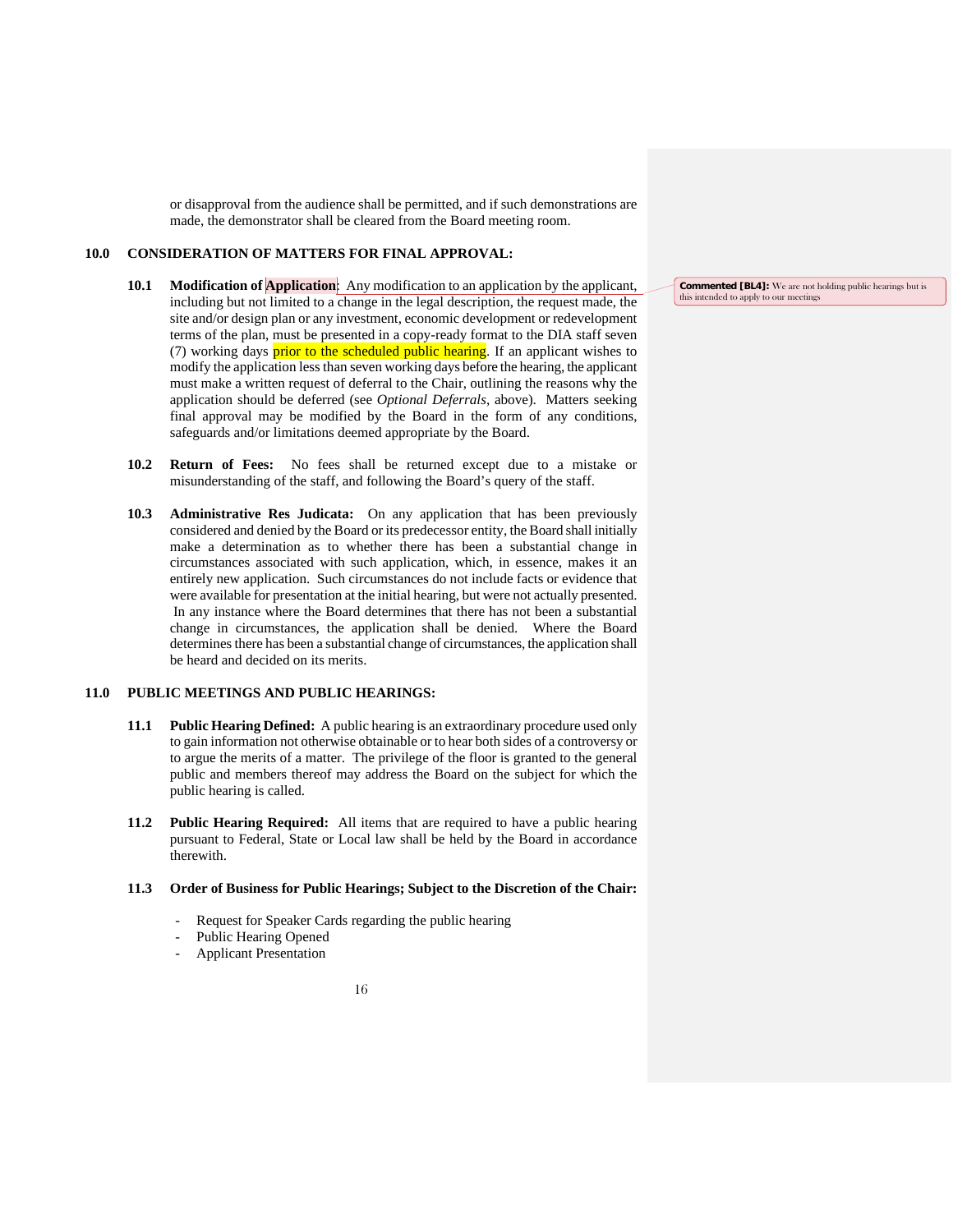or disapproval from the audience shall be permitted, and if such demonstrations are made, the demonstrator shall be cleared from the Board meeting room.

## 10.0 CONSIDERATION OF MATTERS FOR FINAL APPROVAL:

**10.1 Modification of Application:** Any modification to an application by the applicant, including but not limited to a change in the legal description, the request made, the site and/or design plan or any investment, economic development or redevelopment terms of the plan, must be presented in a copy-ready format to the DIA staff seven (7) working days prior to the scheduled public hearing. If an applicant wishes to modify the application less than seven working days before the hearing, the applicant must make a written request of deferral to the Chair, outlining the reasons why the application should be deferred (see *Optional Deferrals*, above). Matters seeking final approval may be modified by the Board in the form of any conditions, safeguards and/or limitations deemed appropriate by the Board.

> **Commented [BL4]:** We are not holding public hearings but is this intended to apply to our meetings

**10.2 Return of Fees:** No fees shall be returned except due to a mistake or misunderstanding of the staff, and following the Board's query of the staff.

**10.3 Administrative Res Judicata:** On any application that has been previously considered and denied by the Board or its predecessor entity, the Board shall initially make a determination as to whether there has been a substantial change in circumstances associated with such application, which, in essence, makes it an entirely new application. Such circumstances do not include facts or evidence that were available for presentation at the initial hearing, but were not actually presented. In any instance where the Board determines that there has not been a substantial change in circumstances, the application shall be denied. Where the Board determines there has been a substantial change of circumstances, the application shall be heard and decided on its merits.

## 11.0 PUBLIC MEETINGS AND PUBLIC HEARINGS:

**11.1 Public Hearing Defined:** A public hearing is an extraordinary procedure used only to gain information not otherwise obtainable or to hear both sides of a controversy or to argue the merits of a matter. The privilege of the floor is granted to the general public and members thereof may address the Board on the subject for which the public hearing is called.

**11.2 Public Hearing Required:** All items that are required to have a public hearing pursuant to Federal, State or Local law shall be held by the Board in accordance therewith.

**11.3 Order of Business for Public Hearings; Subject to the Discretion of the Chair:**

- Request for Speaker Cards regarding the public hearing
- Public Hearing Opened
- Applicant Presentation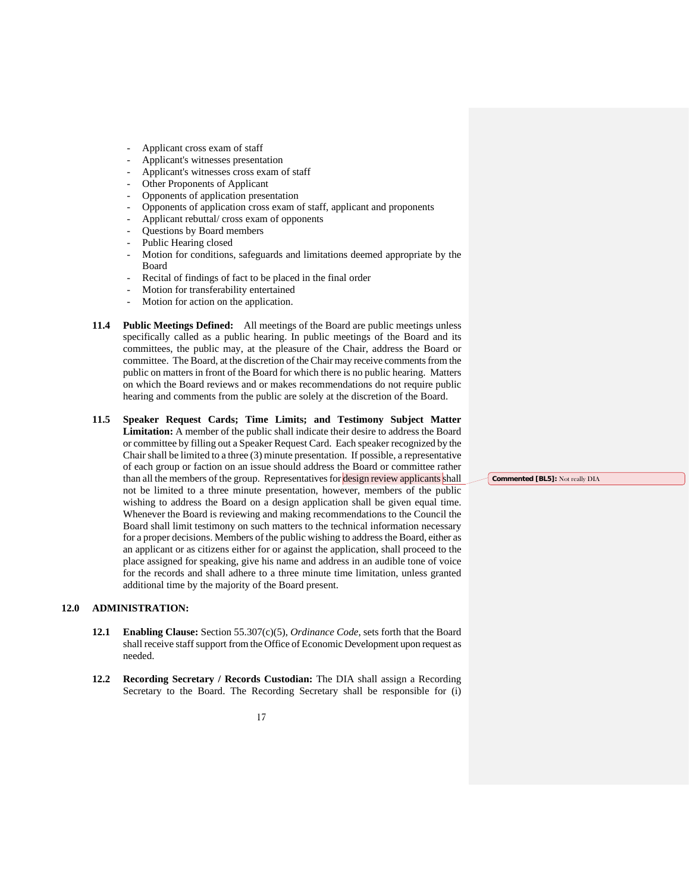- Applicant cross exam of staff
- Applicant's witnesses presentation
- Applicant's witnesses cross exam of staff
- Other Proponents of Applicant
- Opponents of application presentation
- Opponents of application cross exam of staff, applicant and proponents
- Applicant rebuttal/ cross exam of opponents
- Questions by Board members
- Public Hearing closed
- Motion for conditions, safeguards and limitations deemed appropriate by the Board
- Recital of findings of fact to be placed in the final order
- Motion for transferability entertained
- Motion for action on the application.

**11.4 Public Meetings Defined:** All meetings of the Board are public meetings unless specifically called as a public hearing. In public meetings of the Board and its committees, the public may, at the pleasure of the Chair, address the Board or committee. The Board, at the discretion of the Chair may receive comments from the public on matters in front of the Board for which there is no public hearing. Matters on which the Board reviews and or makes recommendations do not require public hearing and comments from the public are solely at the discretion of the Board.

**11.5 Speaker Request Cards; Time Limits; and Testimony Subject Matter Limitation:** A member of the public shall indicate their desire to address the Board or committee by filling out a Speaker Request Card. Each speaker recognized by the Chair shall be limited to a three (3) minute presentation. If possible, a representative of each group or faction on an issue should address the Board or committee rather than all the members of the group. Representatives for design review applicants shall not be limited to a three minute presentation, however, members of the public wishing to address the Board on a design application shall be given equal time. Whenever the Board is reviewing and making recommendations to the Council the Board shall limit testimony on such matters to the technical information necessary for a proper decisions. Members of the public wishing to address the Board, either as an applicant or as citizens either for or against the application, shall proceed to the place assigned for speaking, give his name and address in an audible tone of voice for the records and shall adhere to a three minute time limitation, unless granted additional time by the majority of the Board present.

> **Commented [BL5]:** Not really DIA

## 12.0 ADMINISTRATION:

**12.1 Enabling Clause:** Section 55.307(c)(5), *Ordinance Code*, sets forth that the Board shall receive staff support from the Office of Economic Development upon request as needed.

**12.2 Recording Secretary / Records Custodian:** The DIA shall assign a Recording Secretary to the Board. The Recording Secretary shall be responsible for (i)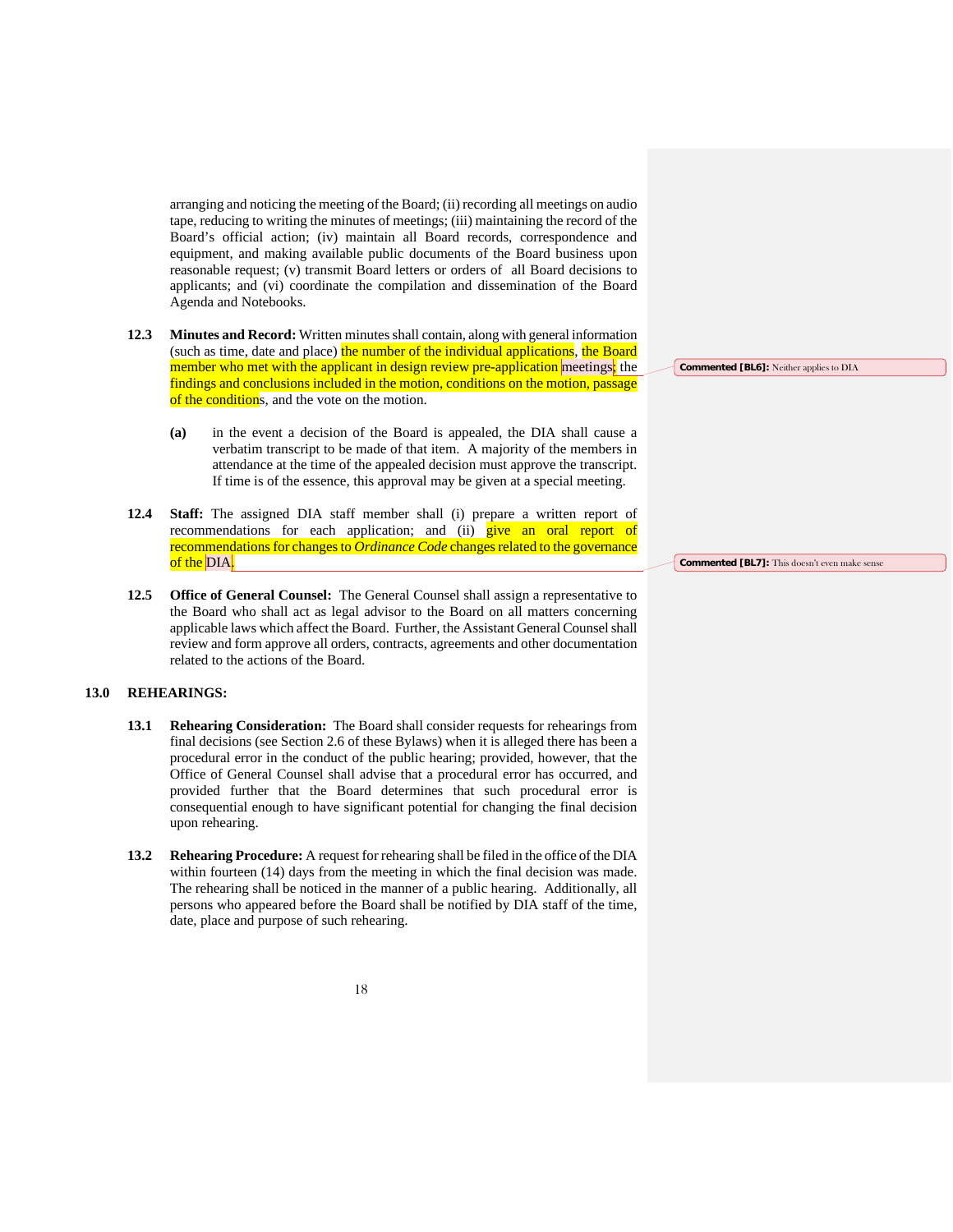arranging and noticing the meeting of the Board; (ii) recording all meetings on audio tape, reducing to writing the minutes of meetings; (iii) maintaining the record of the Board's official action; (iv) maintain all Board records, correspondence and equipment, and making available public documents of the Board business upon reasonable request; (v) transmit Board letters or orders of all Board decisions to applicants; and (vi) coordinate the compilation and dissemination of the Board Agenda and Notebooks.

**12.3 Minutes and Record:** Written minutes shall contain, along with general information (such as time, date and place) the number of the individual applications, the Board member who met with the applicant in design review pre-application meetings; the findings and conclusions included in the motion, conditions on the motion, passage of the conditions, and the vote on the motion.

> **Commented [BL6]:** Neither applies to DIA

**(a)** in the event a decision of the Board is appealed, the DIA shall cause a verbatim transcript to be made of that item. A majority of the members in attendance at the time of the appealed decision must approve the transcript. If time is of the essence, this approval may be given at a special meeting.

**12.4 Staff:** The assigned DIA staff member shall (i) prepare a written report of recommendations for each application; and (ii) give an oral report of recommendations for changes to *Ordinance Code* changes related to the governance of the DIA.

> **Commented [BL7]:** This doesn't even make sense

**12.5 Office of General Counsel:** The General Counsel shall assign a representative to the Board who shall act as legal advisor to the Board on all matters concerning applicable laws which affect the Board. Further, the Assistant General Counsel shall review and form approve all orders, contracts, agreements and other documentation related to the actions of the Board.

## 13.0 REHEARINGS:

**13.1 Rehearing Consideration:** The Board shall consider requests for rehearings from final decisions (see Section 2.6 of these Bylaws) when it is alleged there has been a procedural error in the conduct of the public hearing; provided, however, that the Office of General Counsel shall advise that a procedural error has occurred, and provided further that the Board determines that such procedural error is consequential enough to have significant potential for changing the final decision upon rehearing.

**13.2 Rehearing Procedure:** A request for rehearing shall be filed in the office of the DIA within fourteen (14) days from the meeting in which the final decision was made. The rehearing shall be noticed in the manner of a public hearing. Additionally, all persons who appeared before the Board shall be notified by DIA staff of the time, date, place and purpose of such rehearing.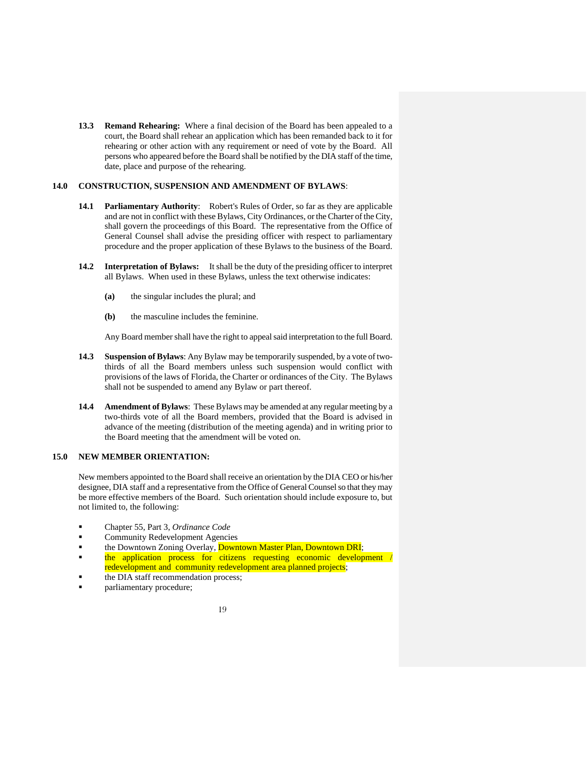**13.3 Remand Rehearing:** Where a final decision of the Board has been appealed to a court, the Board shall rehear an application which has been remanded back to it for rehearing or other action with any requirement or need of vote by the Board. All persons who appeared before the Board shall be notified by the DIA staff of the time, date, place and purpose of the rehearing.

## 14.0 CONSTRUCTION, SUSPENSION AND AMENDMENT OF BYLAWS:

**14.1 Parliamentary Authority**: Robert's Rules of Order, so far as they are applicable and are not in conflict with these Bylaws, City Ordinances, or the Charter of the City, shall govern the proceedings of this Board. The representative from the Office of General Counsel shall advise the presiding officer with respect to parliamentary procedure and the proper application of these Bylaws to the business of the Board.

**14.2 Interpretation of Bylaws:** It shall be the duty of the presiding officer to interpret all Bylaws. When used in these Bylaws, unless the text otherwise indicates:

**(a)** the singular includes the plural; and

**(b)** the masculine includes the feminine.

Any Board member shall have the right to appeal said interpretation to the full Board.

**14.3 Suspension of Bylaws**: Any Bylaw may be temporarily suspended, by a vote of two-thirds of all the Board members unless such suspension would conflict with provisions of the laws of Florida, the Charter or ordinances of the City. The Bylaws shall not be suspended to amend any Bylaw or part thereof.

**14.4 Amendment of Bylaws**: These Bylaws may be amended at any regular meeting by a two-thirds vote of all the Board members, provided that the Board is advised in advance of the meeting (distribution of the meeting agenda) and in writing prior to the Board meeting that the amendment will be voted on.

## 15.0 NEW MEMBER ORIENTATION:

New members appointed to the Board shall receive an orientation by the DIA CEO or his/her designee, DIA staff and a representative from the Office of General Counsel so that they may be more effective members of the Board. Such orientation should include exposure to, but not limited to, the following:

- Chapter 55, Part 3, *Ordinance Code*
- Community Redevelopment Agencies
- the Downtown Zoning Overlay, Downtown Master Plan, Downtown DRI;
- the application process for citizens requesting economic development / redevelopment and community redevelopment area planned projects;
- the DIA staff recommendation process;
- parliamentary procedure;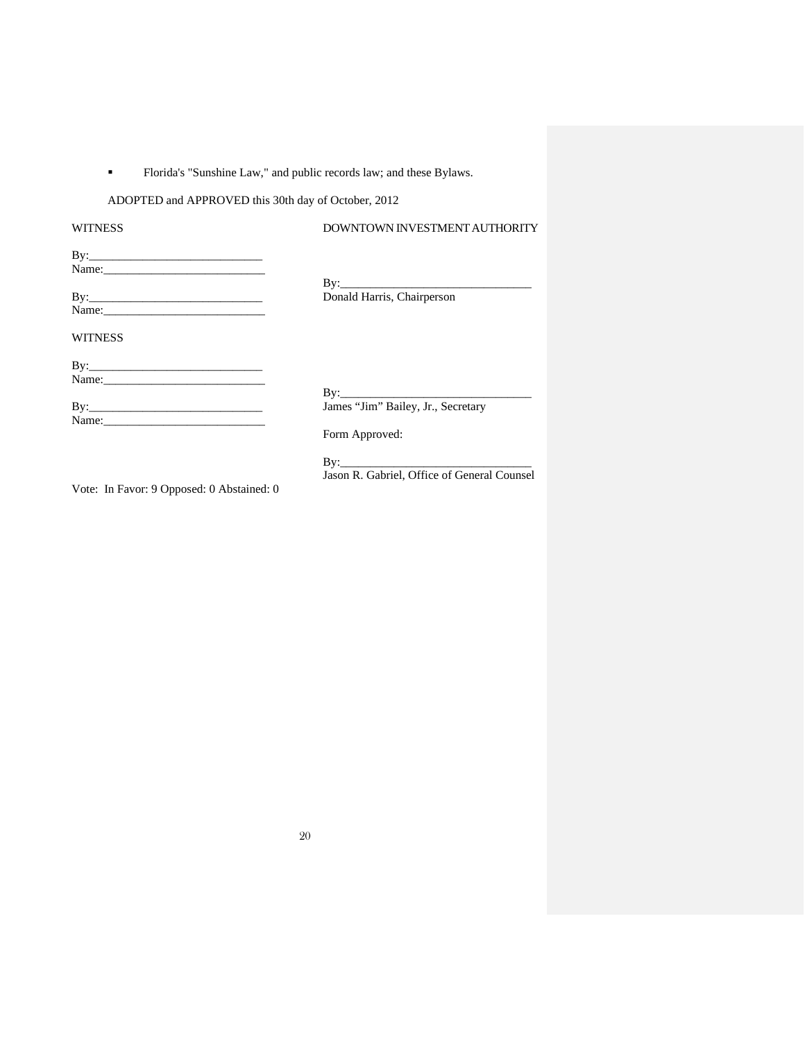- Florida's "Sunshine Law," and public records law; and these Bylaws.

ADOPTED and APPROVED this 30th day of October, 2012

WITNESS

By:______________________________
Name:____________________________

By:______________________________
Name:____________________________

DOWNTOWN INVESTMENT AUTHORITY

By:________________________________
Donald Harris, Chairperson

WITNESS

By:______________________________
Name:____________________________

By:______________________________
Name:____________________________

By:________________________________
James "Jim" Bailey, Jr., Secretary

Form Approved:

By:________________________________
Jason R. Gabriel, Office of General Counsel

Vote: In Favor: 9 Opposed: 0 Abstained: 0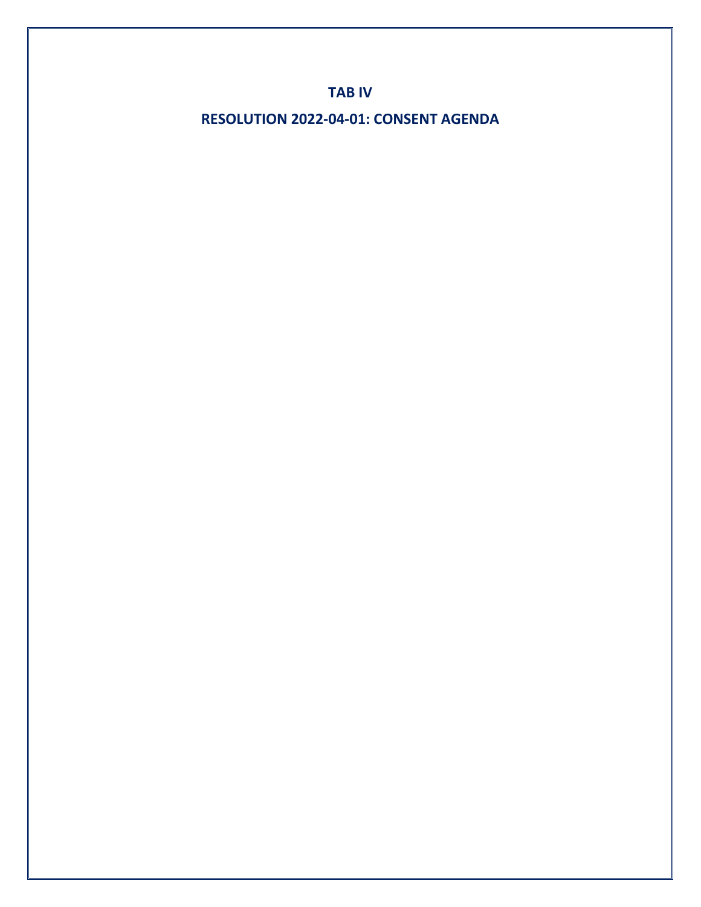# TAB IV

## RESOLUTION 2022-04-01: CONSENT AGENDA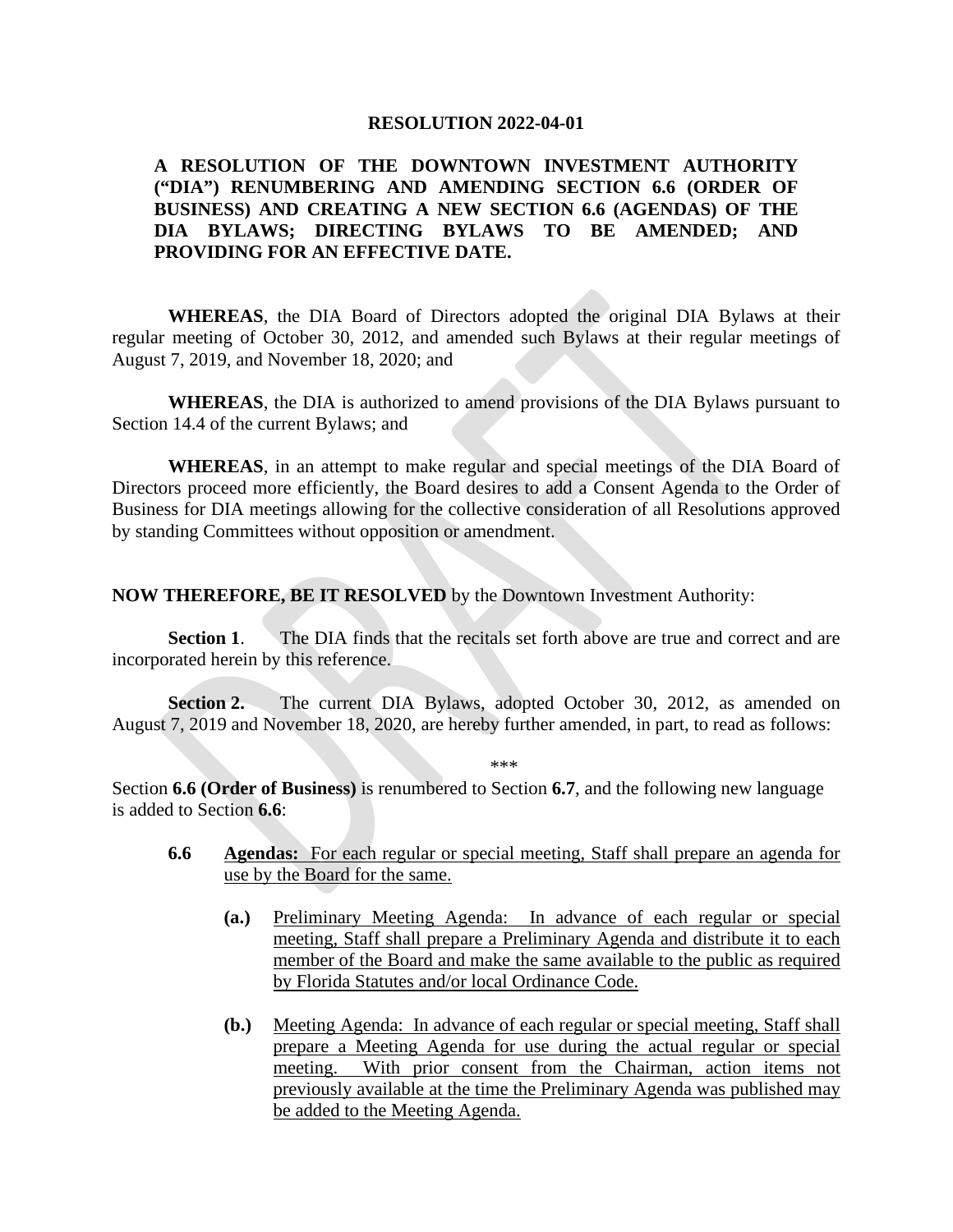**RESOLUTION 2022-04-01**

**A RESOLUTION OF THE DOWNTOWN INVESTMENT AUTHORITY ("DIA") RENUMBERING AND AMENDING SECTION 6.6 (ORDER OF BUSINESS) AND CREATING A NEW SECTION 6.6 (AGENDAS) OF THE DIA BYLAWS; DIRECTING BYLAWS TO BE AMENDED; AND PROVIDING FOR AN EFFECTIVE DATE.**

**WHEREAS**, the DIA Board of Directors adopted the original DIA Bylaws at their regular meeting of October 30, 2012, and amended such Bylaws at their regular meetings of August 7, 2019, and November 18, 2020; and

**WHEREAS**, the DIA is authorized to amend provisions of the DIA Bylaws pursuant to Section 14.4 of the current Bylaws; and

**WHEREAS**, in an attempt to make regular and special meetings of the DIA Board of Directors proceed more efficiently, the Board desires to add a Consent Agenda to the Order of Business for DIA meetings allowing for the collective consideration of all Resolutions approved by standing Committees without opposition or amendment.

**NOW THEREFORE, BE IT RESOLVED** by the Downtown Investment Authority:

**Section 1**. The DIA finds that the recitals set forth above are true and correct and are incorporated herein by this reference.

**Section 2.** The current DIA Bylaws, adopted October 30, 2012, as amended on August 7, 2019 and November 18, 2020, are hereby further amended, in part, to read as follows:

\*\*\*

Section **6.6 (Order of Business)** is renumbered to Section **6.7**, and the following new language is added to Section **6.6**:

**6.6** <u>**Agendas:** For each regular or special meeting, Staff shall prepare an agenda for use by the Board for the same.</u>

- **(a.)** <u>Preliminary Meeting Agenda: In advance of each regular or special meeting, Staff shall prepare a Preliminary Agenda and distribute it to each member of the Board and make the same available to the public as required by Florida Statutes and/or local Ordinance Code.</u>

- **(b.)** <u>Meeting Agenda: In advance of each regular or special meeting, Staff shall prepare a Meeting Agenda for use during the actual regular or special meeting. With prior consent from the Chairman, action items not previously available at the time the Preliminary Agenda was published may be added to the Meeting Agenda.</u>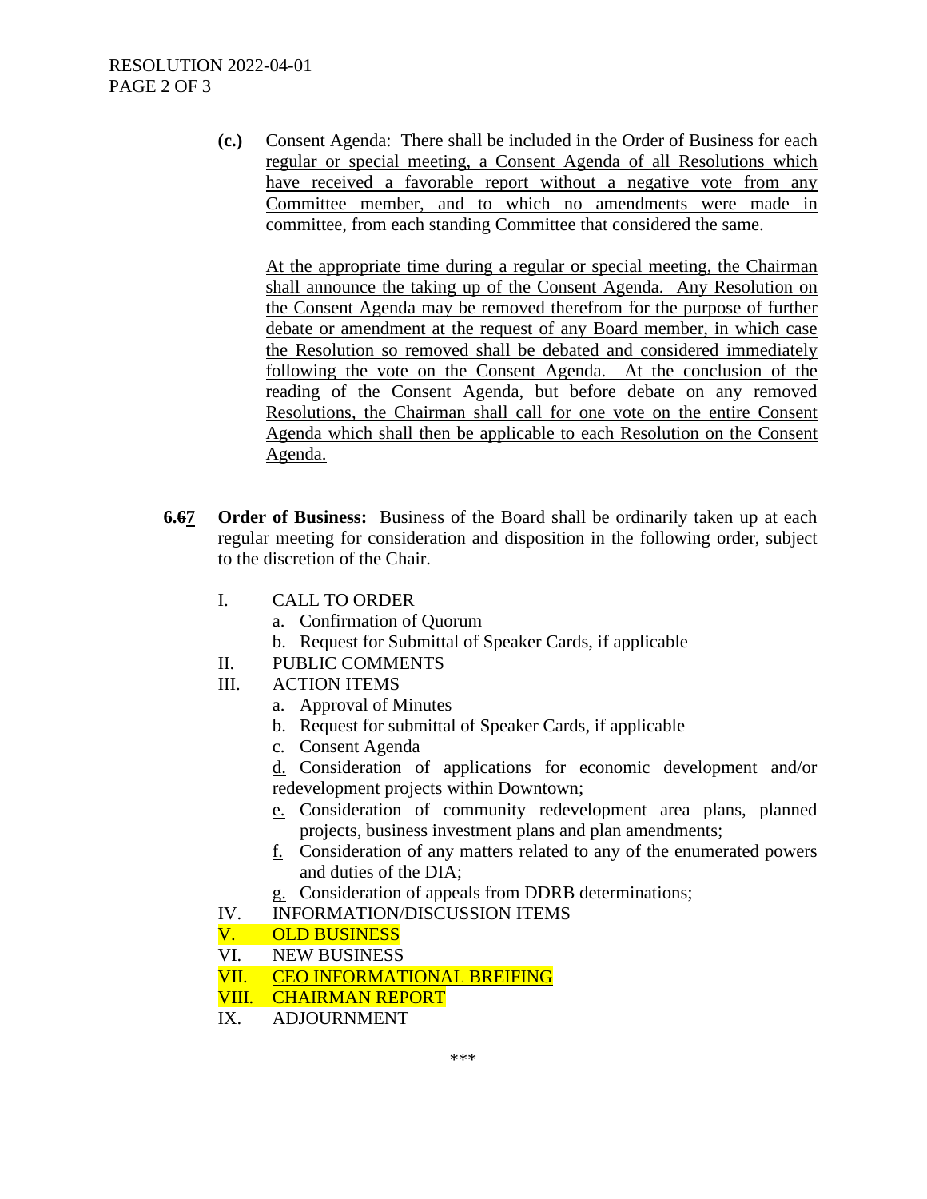**(c.)** Consent Agenda: There shall be included in the Order of Business for each regular or special meeting, a Consent Agenda of all Resolutions which have received a favorable report without a negative vote from any Committee member, and to which no amendments were made in committee, from each standing Committee that considered the same.

At the appropriate time during a regular or special meeting, the Chairman shall announce the taking up of the Consent Agenda. Any Resolution on the Consent Agenda may be removed therefrom for the purpose of further debate or amendment at the request of any Board member, in which case the Resolution so removed shall be debated and considered immediately following the vote on the Consent Agenda. At the conclusion of the reading of the Consent Agenda, but before debate on any removed Resolutions, the Chairman shall call for one vote on the entire Consent Agenda which shall then be applicable to each Resolution on the Consent Agenda.

**6.67 Order of Business:** Business of the Board shall be ordinarily taken up at each regular meeting for consideration and disposition in the following order, subject to the discretion of the Chair.

I. CALL TO ORDER
  a. Confirmation of Quorum
  b. Request for Submittal of Speaker Cards, if applicable

II. PUBLIC COMMENTS

III. ACTION ITEMS
  a. Approval of Minutes
  b. Request for submittal of Speaker Cards, if applicable
  c. Consent Agenda
  d. Consideration of applications for economic development and/or redevelopment projects within Downtown;
  e. Consideration of community redevelopment area plans, planned projects, business investment plans and plan amendments;
  f. Consideration of any matters related to any of the enumerated powers and duties of the DIA;
  g. Consideration of appeals from DDRB determinations;

IV. INFORMATION/DISCUSSION ITEMS

V. OLD BUSINESS

VI. NEW BUSINESS

VII. CEO INFORMATIONAL BREIFING

VIII. CHAIRMAN REPORT

IX. ADJOURNMENT

\*\*\*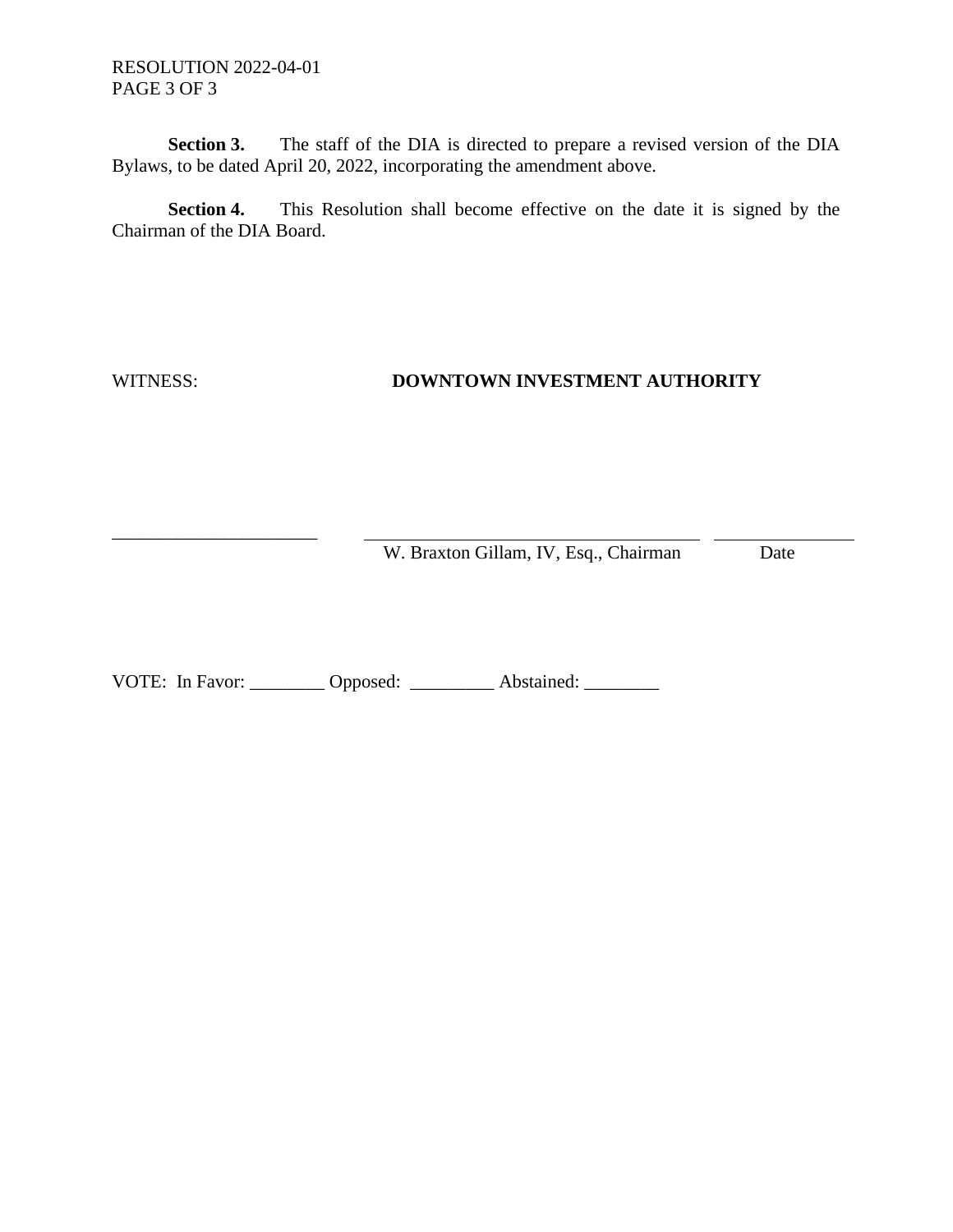**Section 3.** The staff of the DIA is directed to prepare a revised version of the DIA Bylaws, to be dated April 20, 2022, incorporating the amendment above.

**Section 4.** This Resolution shall become effective on the date it is signed by the Chairman of the DIA Board.

WITNESS: **DOWNTOWN INVESTMENT AUTHORITY**

______________________ ____________________________________ ________________
W. Braxton Gillam, IV, Esq., Chairman Date

VOTE: In Favor: ________ Opposed: _________ Abstained: ________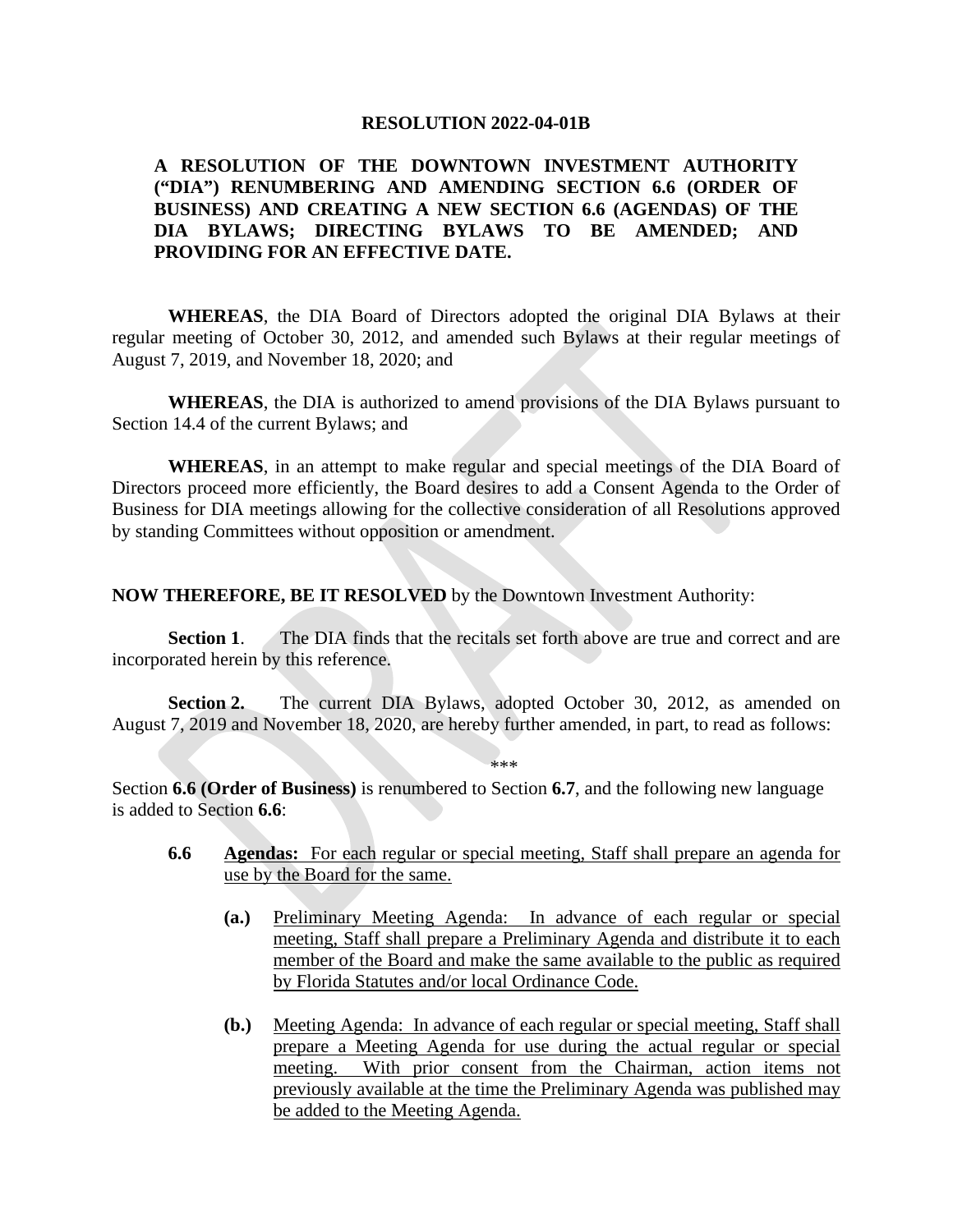**RESOLUTION 2022-04-01B**

**A RESOLUTION OF THE DOWNTOWN INVESTMENT AUTHORITY ("DIA") RENUMBERING AND AMENDING SECTION 6.6 (ORDER OF BUSINESS) AND CREATING A NEW SECTION 6.6 (AGENDAS) OF THE DIA BYLAWS; DIRECTING BYLAWS TO BE AMENDED; AND PROVIDING FOR AN EFFECTIVE DATE.**

**WHEREAS**, the DIA Board of Directors adopted the original DIA Bylaws at their regular meeting of October 30, 2012, and amended such Bylaws at their regular meetings of August 7, 2019, and November 18, 2020; and

**WHEREAS**, the DIA is authorized to amend provisions of the DIA Bylaws pursuant to Section 14.4 of the current Bylaws; and

**WHEREAS**, in an attempt to make regular and special meetings of the DIA Board of Directors proceed more efficiently, the Board desires to add a Consent Agenda to the Order of Business for DIA meetings allowing for the collective consideration of all Resolutions approved by standing Committees without opposition or amendment.

**NOW THEREFORE, BE IT RESOLVED** by the Downtown Investment Authority:

**Section 1**. The DIA finds that the recitals set forth above are true and correct and are incorporated herein by this reference.

**Section 2.** The current DIA Bylaws, adopted October 30, 2012, as amended on August 7, 2019 and November 18, 2020, are hereby further amended, in part, to read as follows:

***

Section **6.6 (Order of Business)** is renumbered to Section **6.7**, and the following new language is added to Section **6.6**:

**6.6** <u>**Agendas:** For each regular or special meeting, Staff shall prepare an agenda for use by the Board for the same.</u>

**(a.)** <u>Preliminary Meeting Agenda: In advance of each regular or special meeting, Staff shall prepare a Preliminary Agenda and distribute it to each member of the Board and make the same available to the public as required by Florida Statutes and/or local Ordinance Code.</u>

**(b.)** <u>Meeting Agenda: In advance of each regular or special meeting, Staff shall prepare a Meeting Agenda for use during the actual regular or special meeting. With prior consent from the Chairman, action items not previously available at the time the Preliminary Agenda was published may be added to the Meeting Agenda.</u>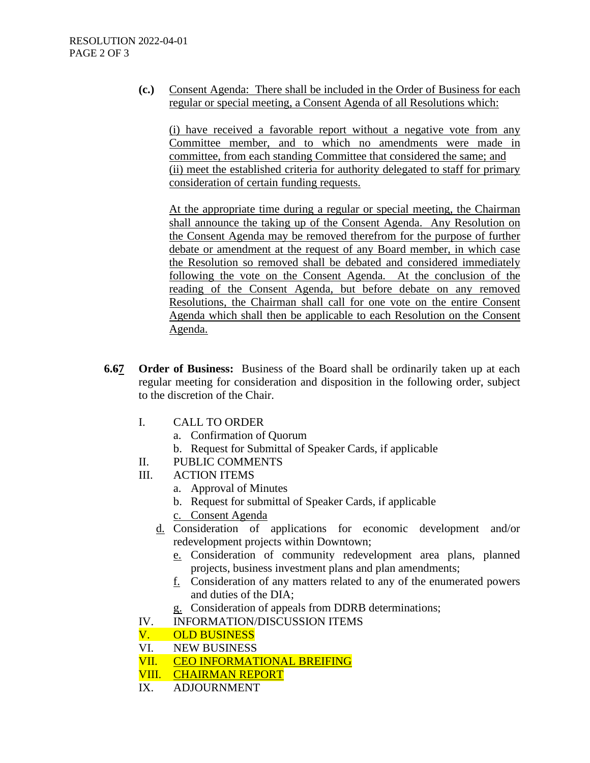**(c.)** Consent Agenda: There shall be included in the Order of Business for each regular or special meeting, a Consent Agenda of all Resolutions which:

(i) have received a favorable report without a negative vote from any Committee member, and to which no amendments were made in committee, from each standing Committee that considered the same; and
(ii) meet the established criteria for authority delegated to staff for primary consideration of certain funding requests.

At the appropriate time during a regular or special meeting, the Chairman shall announce the taking up of the Consent Agenda. Any Resolution on the Consent Agenda may be removed therefrom for the purpose of further debate or amendment at the request of any Board member, in which case the Resolution so removed shall be debated and considered immediately following the vote on the Consent Agenda. At the conclusion of the reading of the Consent Agenda, but before debate on any removed Resolutions, the Chairman shall call for one vote on the entire Consent Agenda which shall then be applicable to each Resolution on the Consent Agenda.

**6.67 Order of Business:** Business of the Board shall be ordinarily taken up at each regular meeting for consideration and disposition in the following order, subject to the discretion of the Chair.

I. CALL TO ORDER
   a. Confirmation of Quorum
   b. Request for Submittal of Speaker Cards, if applicable
II. PUBLIC COMMENTS
III. ACTION ITEMS
   a. Approval of Minutes
   b. Request for submittal of Speaker Cards, if applicable
   c. Consent Agenda
   d. Consideration of applications for economic development and/or redevelopment projects within Downtown;
   e. Consideration of community redevelopment area plans, planned projects, business investment plans and plan amendments;
   f. Consideration of any matters related to any of the enumerated powers and duties of the DIA;
   g. Consideration of appeals from DDRB determinations;
IV. INFORMATION/DISCUSSION ITEMS
V. OLD BUSINESS
VI. NEW BUSINESS
VII. CEO INFORMATIONAL BREIFING
VIII. CHAIRMAN REPORT
IX. ADJOURNMENT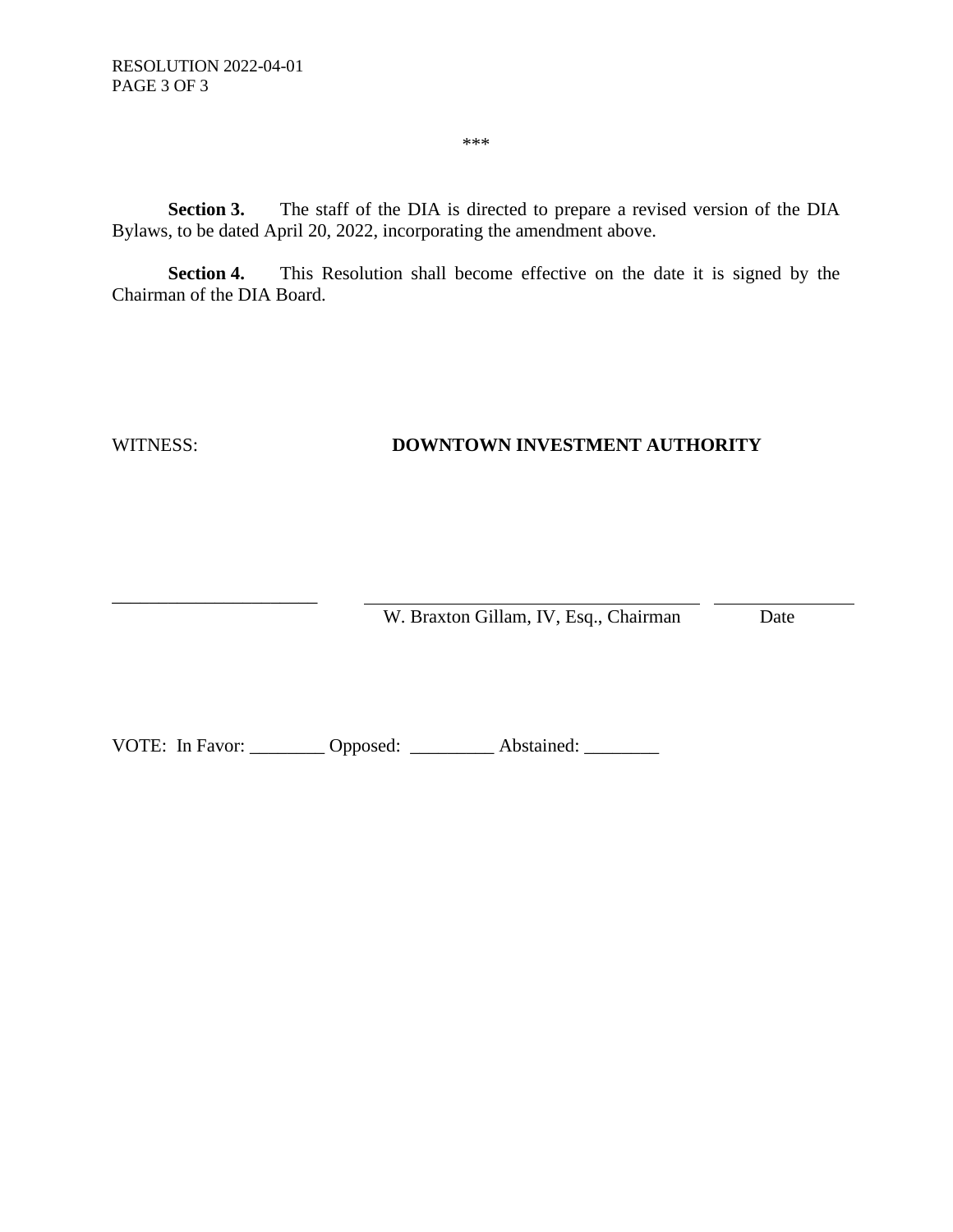\*\*\*

**Section 3.** The staff of the DIA is directed to prepare a revised version of the DIA Bylaws, to be dated April 20, 2022, incorporating the amendment above.

**Section 4.** This Resolution shall become effective on the date it is signed by the Chairman of the DIA Board.

WITNESS: **DOWNTOWN INVESTMENT AUTHORITY**

_______________________ _____________________________________ ________________

W. Braxton Gillam, IV, Esq., Chairman Date

VOTE: In Favor: ________ Opposed: _________ Abstained: ________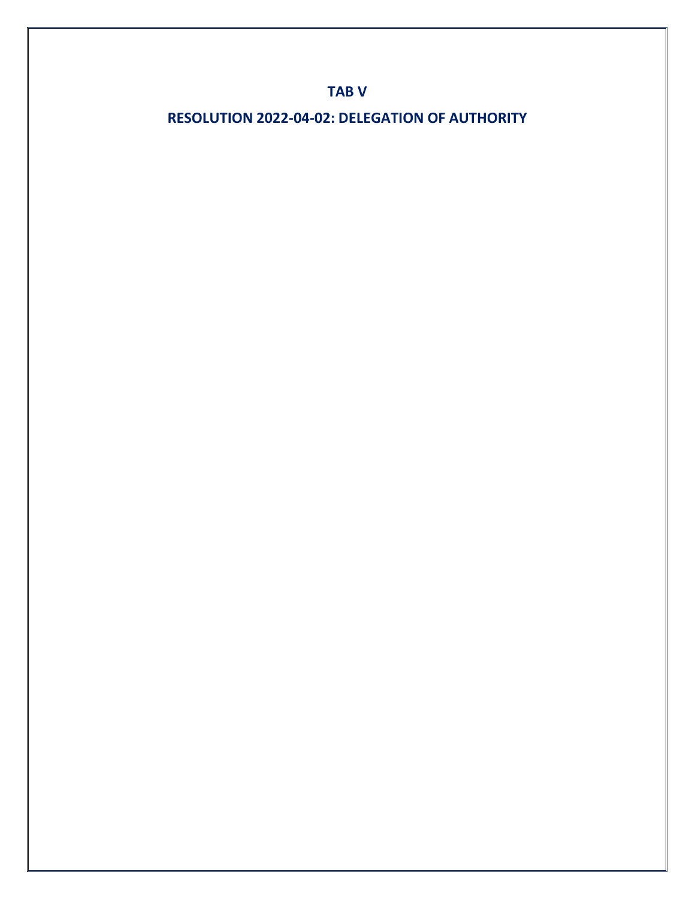# TAB V

## RESOLUTION 2022-04-02: DELEGATION OF AUTHORITY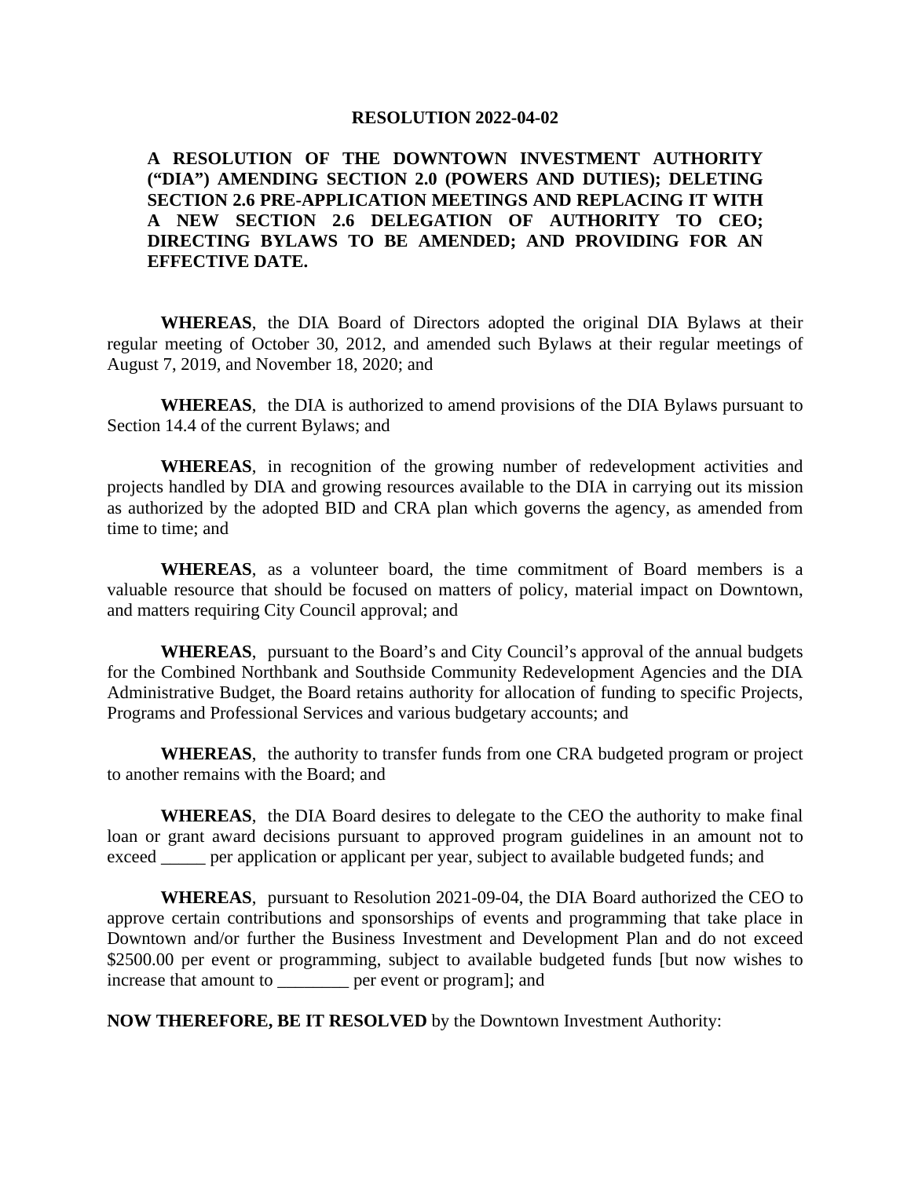**RESOLUTION 2022-04-02**

**A RESOLUTION OF THE DOWNTOWN INVESTMENT AUTHORITY ("DIA") AMENDING SECTION 2.0 (POWERS AND DUTIES); DELETING SECTION 2.6 PRE-APPLICATION MEETINGS AND REPLACING IT WITH A NEW SECTION 2.6 DELEGATION OF AUTHORITY TO CEO; DIRECTING BYLAWS TO BE AMENDED; AND PROVIDING FOR AN EFFECTIVE DATE.**

**WHEREAS**, the DIA Board of Directors adopted the original DIA Bylaws at their regular meeting of October 30, 2012, and amended such Bylaws at their regular meetings of August 7, 2019, and November 18, 2020; and

**WHEREAS**, the DIA is authorized to amend provisions of the DIA Bylaws pursuant to Section 14.4 of the current Bylaws; and

**WHEREAS**, in recognition of the growing number of redevelopment activities and projects handled by DIA and growing resources available to the DIA in carrying out its mission as authorized by the adopted BID and CRA plan which governs the agency, as amended from time to time; and

**WHEREAS**, as a volunteer board, the time commitment of Board members is a valuable resource that should be focused on matters of policy, material impact on Downtown, and matters requiring City Council approval; and

**WHEREAS**, pursuant to the Board's and City Council's approval of the annual budgets for the Combined Northbank and Southside Community Redevelopment Agencies and the DIA Administrative Budget, the Board retains authority for allocation of funding to specific Projects, Programs and Professional Services and various budgetary accounts; and

**WHEREAS**, the authority to transfer funds from one CRA budgeted program or project to another remains with the Board; and

**WHEREAS**, the DIA Board desires to delegate to the CEO the authority to make final loan or grant award decisions pursuant to approved program guidelines in an amount not to exceed _____ per application or applicant per year, subject to available budgeted funds; and

**WHEREAS**, pursuant to Resolution 2021-09-04, the DIA Board authorized the CEO to approve certain contributions and sponsorships of events and programming that take place in Downtown and/or further the Business Investment and Development Plan and do not exceed $2500.00 per event or programming, subject to available budgeted funds [but now wishes to increase that amount to ________ per event or program]; and

**NOW THEREFORE, BE IT RESOLVED** by the Downtown Investment Authority: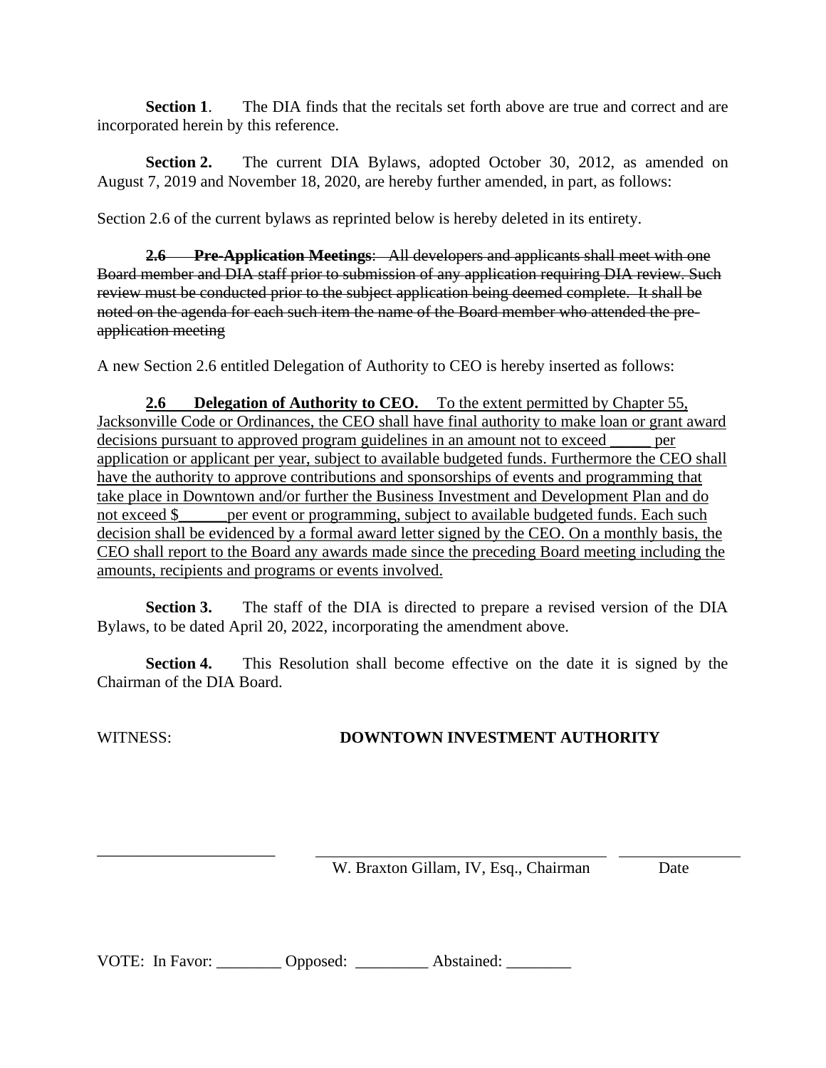**Section 1**. The DIA finds that the recitals set forth above are true and correct and are incorporated herein by this reference.

**Section 2.** The current DIA Bylaws, adopted October 30, 2012, as amended on August 7, 2019 and November 18, 2020, are hereby further amended, in part, as follows:

Section 2.6 of the current bylaws as reprinted below is hereby deleted in its entirety.

~~**2.6 Pre-Application Meetings**: All developers and applicants shall meet with one Board member and DIA staff prior to submission of any application requiring DIA review. Such review must be conducted prior to the subject application being deemed complete. It shall be noted on the agenda for each such item the name of the Board member who attended the pre-application meeting~~

A new Section 2.6 entitled Delegation of Authority to CEO is hereby inserted as follows:

<u>**2.6 Delegation of Authority to CEO.** To the extent permitted by Chapter 55, Jacksonville Code or Ordinances, the CEO shall have final authority to make loan or grant award decisions pursuant to approved program guidelines in an amount not to exceed _____ per application or applicant per year, subject to available budgeted funds. Furthermore the CEO shall have the authority to approve contributions and sponsorships of events and programming that take place in Downtown and/or further the Business Investment and Development Plan and do not exceed $______ per event or programming, subject to available budgeted funds. Each such decision shall be evidenced by a formal award letter signed by the CEO. On a monthly basis, the CEO shall report to the Board any awards made since the preceding Board meeting including the amounts, recipients and programs or events involved.</u>

**Section 3.** The staff of the DIA is directed to prepare a revised version of the DIA Bylaws, to be dated April 20, 2022, incorporating the amendment above.

**Section 4.** This Resolution shall become effective on the date it is signed by the Chairman of the DIA Board.

WITNESS: **DOWNTOWN INVESTMENT AUTHORITY**

______________________ ____________________________________ ______________

W. Braxton Gillam, IV, Esq., Chairman Date

VOTE: In Favor: ________ Opposed: _________ Abstained: ________